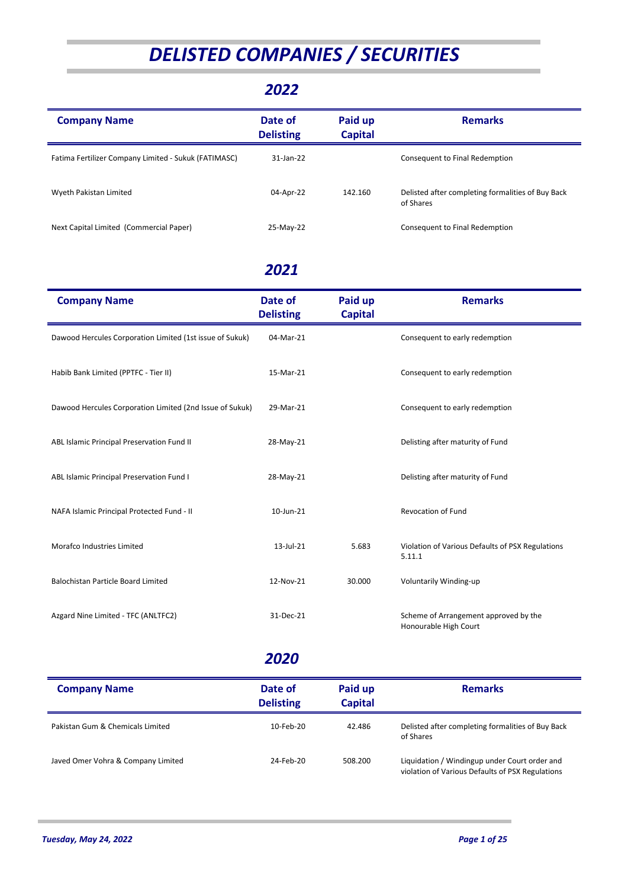# DELISTED COMPANIES / SECURITIES

## 2022

| Company Name | Date of Delisting | Paid up Capital | Remarks |
|---|---|---|---|
| Fatima Fertilizer Company Limited - Sukuk (FATIMASC) | 31-Jan-22 | | Consequent to Final Redemption |
| Wyeth Pakistan Limited | 04-Apr-22 | 142.160 | Delisted after completing formalities of Buy Back of Shares |
| Next Capital Limited (Commercial Paper) | 25-May-22 | | Consequent to Final Redemption |

## 2021

| Company Name | Date of Delisting | Paid up Capital | Remarks |
|---|---|---|---|
| Dawood Hercules Corporation Limited (1st issue of Sukuk) | 04-Mar-21 | | Consequent to early redemption |
| Habib Bank Limited (PPTFC - Tier II) | 15-Mar-21 | | Consequent to early redemption |
| Dawood Hercules Corporation Limited (2nd Issue of Sukuk) | 29-Mar-21 | | Consequent to early redemption |
| ABL Islamic Principal Preservation Fund II | 28-May-21 | | Delisting after maturity of Fund |
| ABL Islamic Principal Preservation Fund I | 28-May-21 | | Delisting after maturity of Fund |
| NAFA Islamic Principal Protected Fund - II | 10-Jun-21 | | Revocation of Fund |
| Morafco Industries Limited | 13-Jul-21 | 5.683 | Violation of Various Defaults of PSX Regulations 5.11.1 |
| Balochistan Particle Board Limited | 12-Nov-21 | 30.000 | Voluntarily Winding-up |
| Azgard Nine Limited - TFC (ANLTFC2) | 31-Dec-21 | | Scheme of Arrangement approved by the Honourable High Court |

## 2020

| Company Name | Date of Delisting | Paid up Capital | Remarks |
|---|---|---|---|
| Pakistan Gum & Chemicals Limited | 10-Feb-20 | 42.486 | Delisted after completing formalities of Buy Back of Shares |
| Javed Omer Vohra & Company Limited | 24-Feb-20 | 508.200 | Liquidation / Windingup under Court order and violation of Various Defaults of PSX Regulations |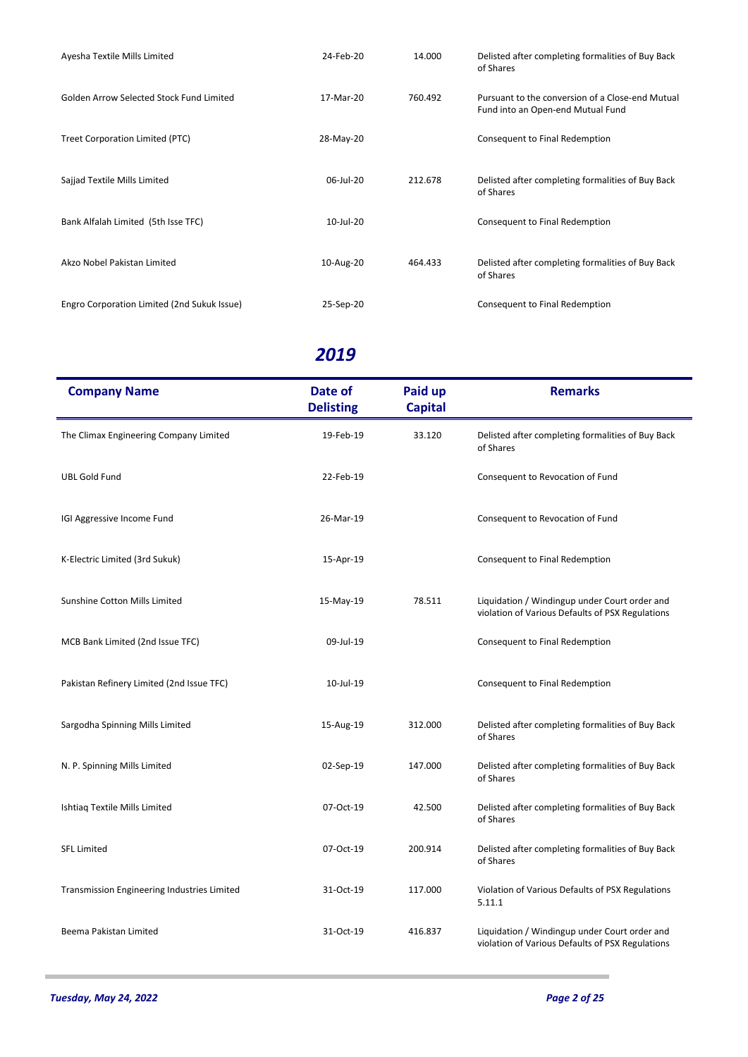| Company Name | Date of Delisting | Paid up Capital | Remarks |
|---|---|---|---|
| Ayesha Textile Mills Limited | 24-Feb-20 | 14.000 | Delisted after completing formalities of Buy Back of Shares |
| Golden Arrow Selected Stock Fund Limited | 17-Mar-20 | 760.492 | Pursuant to the conversion of a Close-end Mutual Fund into an Open-end Mutual Fund |
| Treet Corporation Limited (PTC) | 28-May-20 | | Consequent to Final Redemption |
| Sajjad Textile Mills Limited | 06-Jul-20 | 212.678 | Delisted after completing formalities of Buy Back of Shares |
| Bank Alfalah Limited (5th Isse TFC) | 10-Jul-20 | | Consequent to Final Redemption |
| Akzo Nobel Pakistan Limited | 10-Aug-20 | 464.433 | Delisted after completing formalities of Buy Back of Shares |
| Engro Corporation Limited (2nd Sukuk Issue) | 25-Sep-20 | | Consequent to Final Redemption |

## *2019*

| Company Name | Date of Delisting | Paid up Capital | Remarks |
|---|---|---|---|
| The Climax Engineering Company Limited | 19-Feb-19 | 33.120 | Delisted after completing formalities of Buy Back of Shares |
| UBL Gold Fund | 22-Feb-19 | | Consequent to Revocation of Fund |
| IGI Aggressive Income Fund | 26-Mar-19 | | Consequent to Revocation of Fund |
| K-Electric Limited (3rd Sukuk) | 15-Apr-19 | | Consequent to Final Redemption |
| Sunshine Cotton Mills Limited | 15-May-19 | 78.511 | Liquidation / Windingup under Court order and violation of Various Defaults of PSX Regulations |
| MCB Bank Limited (2nd Issue TFC) | 09-Jul-19 | | Consequent to Final Redemption |
| Pakistan Refinery Limited (2nd Issue TFC) | 10-Jul-19 | | Consequent to Final Redemption |
| Sargodha Spinning Mills Limited | 15-Aug-19 | 312.000 | Delisted after completing formalities of Buy Back of Shares |
| N. P. Spinning Mills Limited | 02-Sep-19 | 147.000 | Delisted after completing formalities of Buy Back of Shares |
| Ishtiaq Textile Mills Limited | 07-Oct-19 | 42.500 | Delisted after completing formalities of Buy Back of Shares |
| SFL Limited | 07-Oct-19 | 200.914 | Delisted after completing formalities of Buy Back of Shares |
| Transmission Engineering Industries Limited | 31-Oct-19 | 117.000 | Violation of Various Defaults of PSX Regulations 5.11.1 |
| Beema Pakistan Limited | 31-Oct-19 | 416.837 | Liquidation / Windingup under Court order and violation of Various Defaults of PSX Regulations |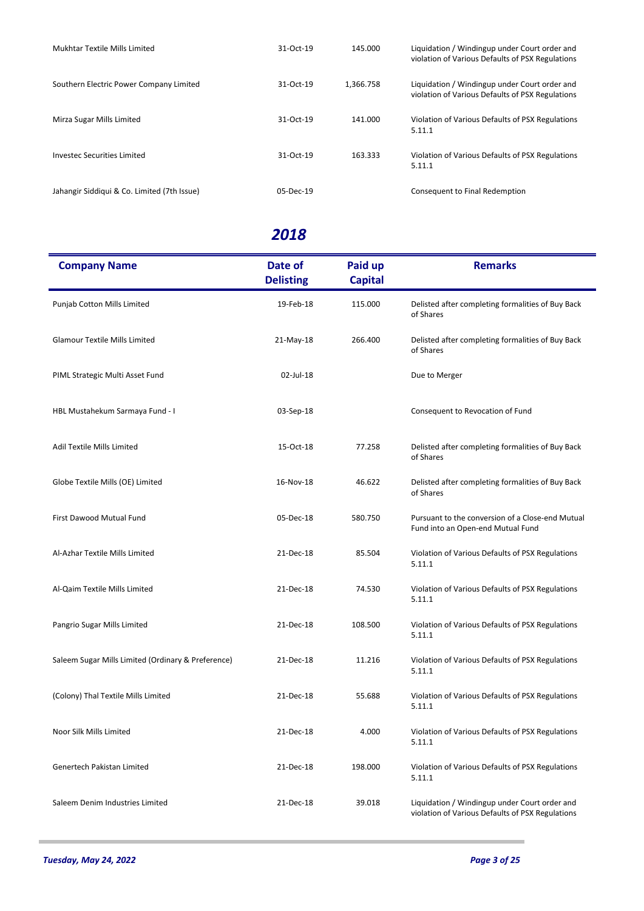| Company Name | Date of Delisting | Paid up Capital | Remarks |
|---|---|---|---|
| Mukhtar Textile Mills Limited | 31-Oct-19 | 145.000 | Liquidation / Windingup under Court order and violation of Various Defaults of PSX Regulations |
| Southern Electric Power Company Limited | 31-Oct-19 | 1,366.758 | Liquidation / Windingup under Court order and violation of Various Defaults of PSX Regulations |
| Mirza Sugar Mills Limited | 31-Oct-19 | 141.000 | Violation of Various Defaults of PSX Regulations 5.11.1 |
| Investec Securities Limited | 31-Oct-19 | 163.333 | Violation of Various Defaults of PSX Regulations 5.11.1 |
| Jahangir Siddiqui & Co. Limited (7th Issue) | 05-Dec-19 | | Consequent to Final Redemption |

## *2018*

| Company Name | Date of Delisting | Paid up Capital | Remarks |
|---|---|---|---|
| Punjab Cotton Mills Limited | 19-Feb-18 | 115.000 | Delisted after completing formalities of Buy Back of Shares |
| Glamour Textile Mills Limited | 21-May-18 | 266.400 | Delisted after completing formalities of Buy Back of Shares |
| PIML Strategic Multi Asset Fund | 02-Jul-18 | | Due to Merger |
| HBL Mustahekum Sarmaya Fund - I | 03-Sep-18 | | Consequent to Revocation of Fund |
| Adil Textile Mills Limited | 15-Oct-18 | 77.258 | Delisted after completing formalities of Buy Back of Shares |
| Globe Textile Mills (OE) Limited | 16-Nov-18 | 46.622 | Delisted after completing formalities of Buy Back of Shares |
| First Dawood Mutual Fund | 05-Dec-18 | 580.750 | Pursuant to the conversion of a Close-end Mutual Fund into an Open-end Mutual Fund |
| Al-Azhar Textile Mills Limited | 21-Dec-18 | 85.504 | Violation of Various Defaults of PSX Regulations 5.11.1 |
| Al-Qaim Textile Mills Limited | 21-Dec-18 | 74.530 | Violation of Various Defaults of PSX Regulations 5.11.1 |
| Pangrio Sugar Mills Limited | 21-Dec-18 | 108.500 | Violation of Various Defaults of PSX Regulations 5.11.1 |
| Saleem Sugar Mills Limited (Ordinary & Preference) | 21-Dec-18 | 11.216 | Violation of Various Defaults of PSX Regulations 5.11.1 |
| (Colony) Thal Textile Mills Limited | 21-Dec-18 | 55.688 | Violation of Various Defaults of PSX Regulations 5.11.1 |
| Noor Silk Mills Limited | 21-Dec-18 | 4.000 | Violation of Various Defaults of PSX Regulations 5.11.1 |
| Genertech Pakistan Limited | 21-Dec-18 | 198.000 | Violation of Various Defaults of PSX Regulations 5.11.1 |
| Saleem Denim Industries Limited | 21-Dec-18 | 39.018 | Liquidation / Windingup under Court order and violation of Various Defaults of PSX Regulations |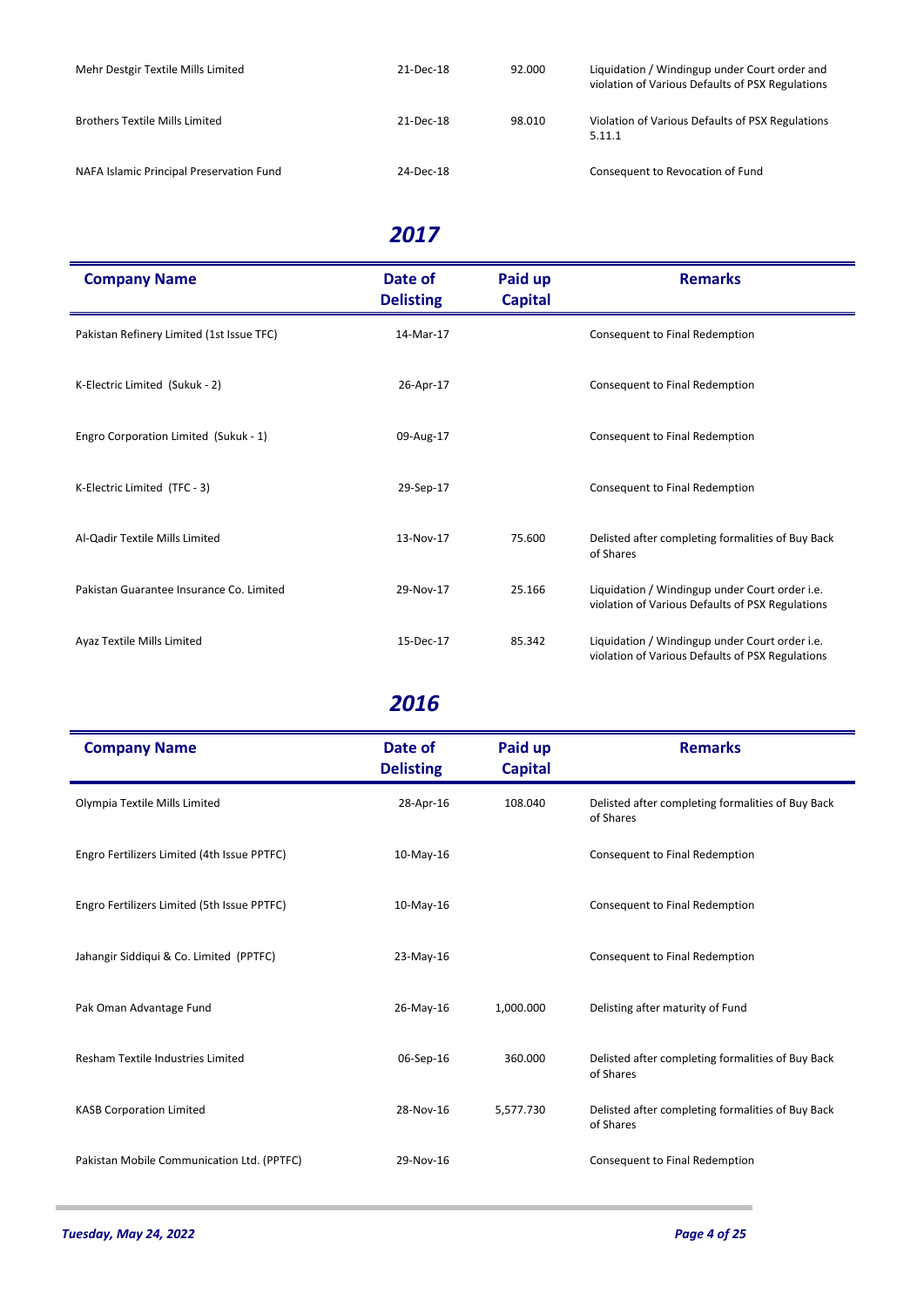| Company Name | Date of Delisting | Paid up Capital | Remarks |
|---|---|---|---|
| Mehr Destgir Textile Mills Limited | 21-Dec-18 | 92.000 | Liquidation / Windingup under Court order and violation of Various Defaults of PSX Regulations |
| Brothers Textile Mills Limited | 21-Dec-18 | 98.010 | Violation of Various Defaults of PSX Regulations 5.11.1 |
| NAFA Islamic Principal Preservation Fund | 24-Dec-18 | | Consequent to Revocation of Fund |

## *2017*

| Company Name | Date of Delisting | Paid up Capital | Remarks |
|---|---|---|---|
| Pakistan Refinery Limited (1st Issue TFC) | 14-Mar-17 | | Consequent to Final Redemption |
| K-Electric Limited (Sukuk - 2) | 26-Apr-17 | | Consequent to Final Redemption |
| Engro Corporation Limited (Sukuk - 1) | 09-Aug-17 | | Consequent to Final Redemption |
| K-Electric Limited (TFC - 3) | 29-Sep-17 | | Consequent to Final Redemption |
| Al-Qadir Textile Mills Limited | 13-Nov-17 | 75.600 | Delisted after completing formalities of Buy Back of Shares |
| Pakistan Guarantee Insurance Co. Limited | 29-Nov-17 | 25.166 | Liquidation / Windingup under Court order i.e. violation of Various Defaults of PSX Regulations |
| Ayaz Textile Mills Limited | 15-Dec-17 | 85.342 | Liquidation / Windingup under Court order i.e. violation of Various Defaults of PSX Regulations |

## *2016*

| Company Name | Date of Delisting | Paid up Capital | Remarks |
|---|---|---|---|
| Olympia Textile Mills Limited | 28-Apr-16 | 108.040 | Delisted after completing formalities of Buy Back of Shares |
| Engro Fertilizers Limited (4th Issue PPTFC) | 10-May-16 | | Consequent to Final Redemption |
| Engro Fertilizers Limited (5th Issue PPTFC) | 10-May-16 | | Consequent to Final Redemption |
| Jahangir Siddiqui & Co. Limited (PPTFC) | 23-May-16 | | Consequent to Final Redemption |
| Pak Oman Advantage Fund | 26-May-16 | 1,000.000 | Delisting after maturity of Fund |
| Resham Textile Industries Limited | 06-Sep-16 | 360.000 | Delisted after completing formalities of Buy Back of Shares |
| KASB Corporation Limited | 28-Nov-16 | 5,577.730 | Delisted after completing formalities of Buy Back of Shares |
| Pakistan Mobile Communication Ltd. (PPTFC) | 29-Nov-16 | | Consequent to Final Redemption |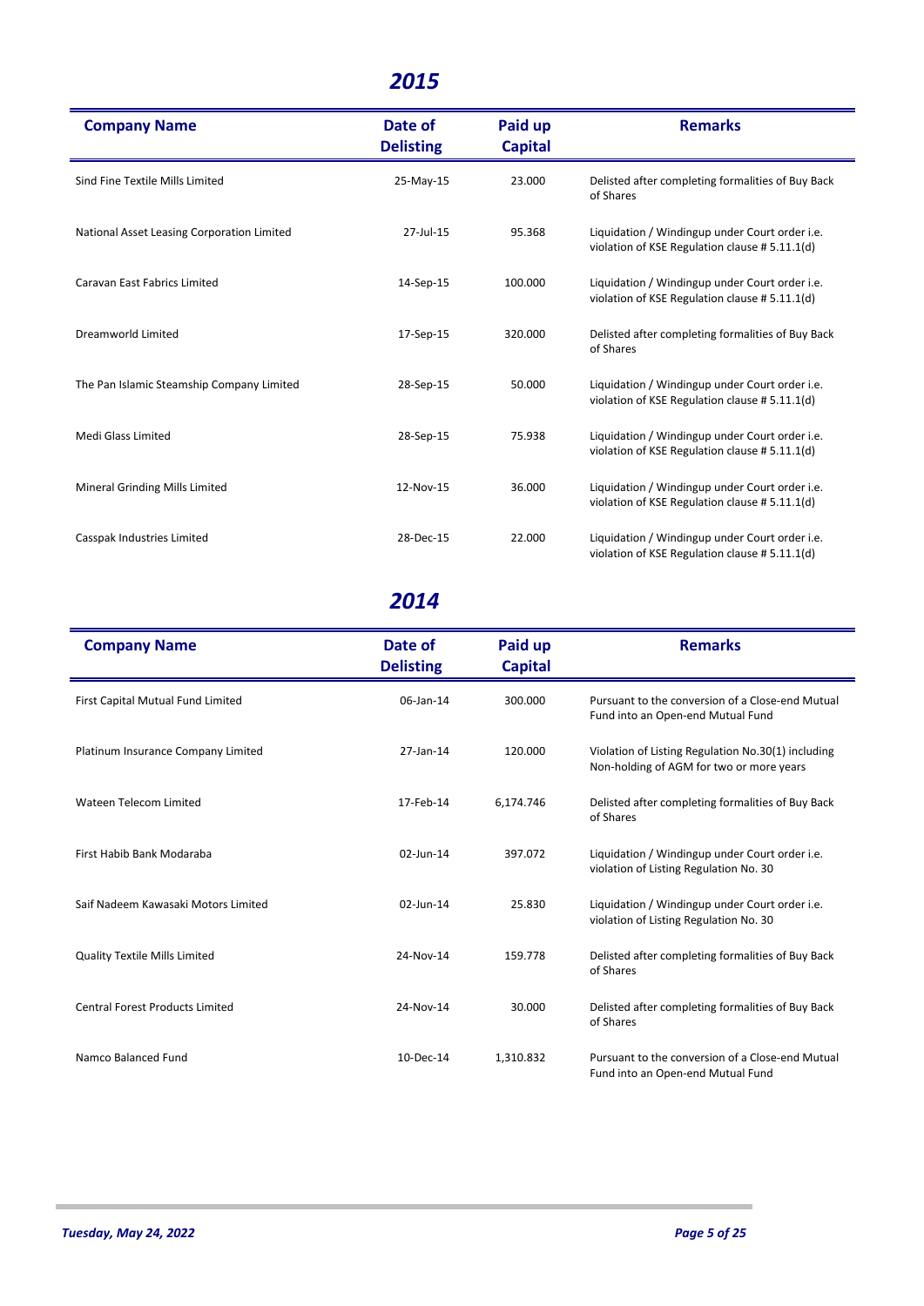# 2015

| Company Name | Date of Delisting | Paid up Capital | Remarks |
|---|---|---|---|
| Sind Fine Textile Mills Limited | 25-May-15 | 23.000 | Delisted after completing formalities of Buy Back of Shares |
| National Asset Leasing Corporation Limited | 27-Jul-15 | 95.368 | Liquidation / Windingup under Court order i.e. violation of KSE Regulation clause # 5.11.1(d) |
| Caravan East Fabrics Limited | 14-Sep-15 | 100.000 | Liquidation / Windingup under Court order i.e. violation of KSE Regulation clause # 5.11.1(d) |
| Dreamworld Limited | 17-Sep-15 | 320.000 | Delisted after completing formalities of Buy Back of Shares |
| The Pan Islamic Steamship Company Limited | 28-Sep-15 | 50.000 | Liquidation / Windingup under Court order i.e. violation of KSE Regulation clause # 5.11.1(d) |
| Medi Glass Limited | 28-Sep-15 | 75.938 | Liquidation / Windingup under Court order i.e. violation of KSE Regulation clause # 5.11.1(d) |
| Mineral Grinding Mills Limited | 12-Nov-15 | 36.000 | Liquidation / Windingup under Court order i.e. violation of KSE Regulation clause # 5.11.1(d) |
| Casspak Industries Limited | 28-Dec-15 | 22.000 | Liquidation / Windingup under Court order i.e. violation of KSE Regulation clause # 5.11.1(d) |

# 2014

| Company Name | Date of Delisting | Paid up Capital | Remarks |
|---|---|---|---|
| First Capital Mutual Fund Limited | 06-Jan-14 | 300.000 | Pursuant to the conversion of a Close-end Mutual Fund into an Open-end Mutual Fund |
| Platinum Insurance Company Limited | 27-Jan-14 | 120.000 | Violation of Listing Regulation No.30(1) including Non-holding of AGM for two or more years |
| Wateen Telecom Limited | 17-Feb-14 | 6,174.746 | Delisted after completing formalities of Buy Back of Shares |
| First Habib Bank Modaraba | 02-Jun-14 | 397.072 | Liquidation / Windingup under Court order i.e. violation of Listing Regulation No. 30 |
| Saif Nadeem Kawasaki Motors Limited | 02-Jun-14 | 25.830 | Liquidation / Windingup under Court order i.e. violation of Listing Regulation No. 30 |
| Quality Textile Mills Limited | 24-Nov-14 | 159.778 | Delisted after completing formalities of Buy Back of Shares |
| Central Forest Products Limited | 24-Nov-14 | 30.000 | Delisted after completing formalities of Buy Back of Shares |
| Namco Balanced Fund | 10-Dec-14 | 1,310.832 | Pursuant to the conversion of a Close-end Mutual Fund into an Open-end Mutual Fund |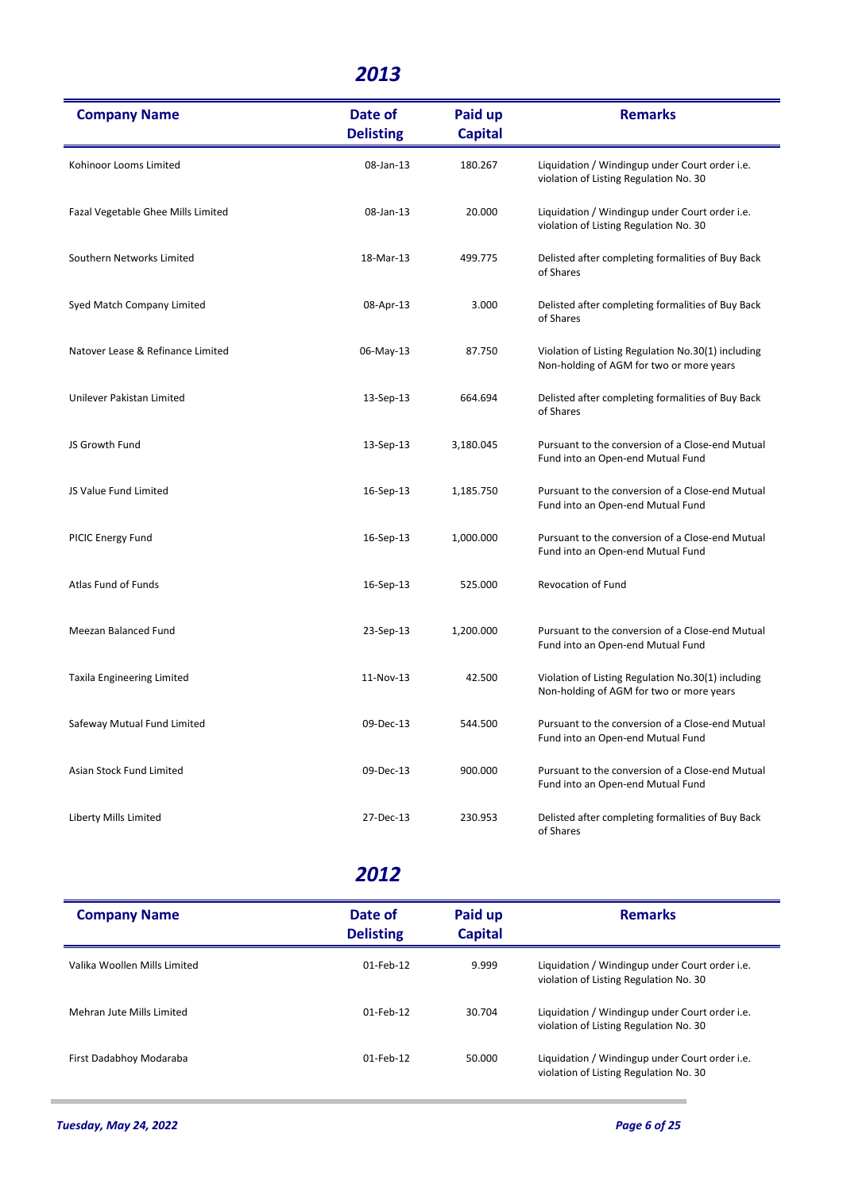## 2013

| Company Name | Date of Delisting | Paid up Capital | Remarks |
|---|---|---|---|
| Kohinoor Looms Limited | 08-Jan-13 | 180.267 | Liquidation / Windingup under Court order i.e. violation of Listing Regulation No. 30 |
| Fazal Vegetable Ghee Mills Limited | 08-Jan-13 | 20.000 | Liquidation / Windingup under Court order i.e. violation of Listing Regulation No. 30 |
| Southern Networks Limited | 18-Mar-13 | 499.775 | Delisted after completing formalities of Buy Back of Shares |
| Syed Match Company Limited | 08-Apr-13 | 3.000 | Delisted after completing formalities of Buy Back of Shares |
| Natover Lease & Refinance Limited | 06-May-13 | 87.750 | Violation of Listing Regulation No.30(1) including Non-holding of AGM for two or more years |
| Unilever Pakistan Limited | 13-Sep-13 | 664.694 | Delisted after completing formalities of Buy Back of Shares |
| JS Growth Fund | 13-Sep-13 | 3,180.045 | Pursuant to the conversion of a Close-end Mutual Fund into an Open-end Mutual Fund |
| JS Value Fund Limited | 16-Sep-13 | 1,185.750 | Pursuant to the conversion of a Close-end Mutual Fund into an Open-end Mutual Fund |
| PICIC Energy Fund | 16-Sep-13 | 1,000.000 | Pursuant to the conversion of a Close-end Mutual Fund into an Open-end Mutual Fund |
| Atlas Fund of Funds | 16-Sep-13 | 525.000 | Revocation of Fund |
| Meezan Balanced Fund | 23-Sep-13 | 1,200.000 | Pursuant to the conversion of a Close-end Mutual Fund into an Open-end Mutual Fund |
| Taxila Engineering Limited | 11-Nov-13 | 42.500 | Violation of Listing Regulation No.30(1) including Non-holding of AGM for two or more years |
| Safeway Mutual Fund Limited | 09-Dec-13 | 544.500 | Pursuant to the conversion of a Close-end Mutual Fund into an Open-end Mutual Fund |
| Asian Stock Fund Limited | 09-Dec-13 | 900.000 | Pursuant to the conversion of a Close-end Mutual Fund into an Open-end Mutual Fund |
| Liberty Mills Limited | 27-Dec-13 | 230.953 | Delisted after completing formalities of Buy Back of Shares |

## 2012

| Company Name | Date of Delisting | Paid up Capital | Remarks |
|---|---|---|---|
| Valika Woollen Mills Limited | 01-Feb-12 | 9.999 | Liquidation / Windingup under Court order i.e. violation of Listing Regulation No. 30 |
| Mehran Jute Mills Limited | 01-Feb-12 | 30.704 | Liquidation / Windingup under Court order i.e. violation of Listing Regulation No. 30 |
| First Dadabhoy Modaraba | 01-Feb-12 | 50.000 | Liquidation / Windingup under Court order i.e. violation of Listing Regulation No. 30 |

*Tuesday, May 24, 2022*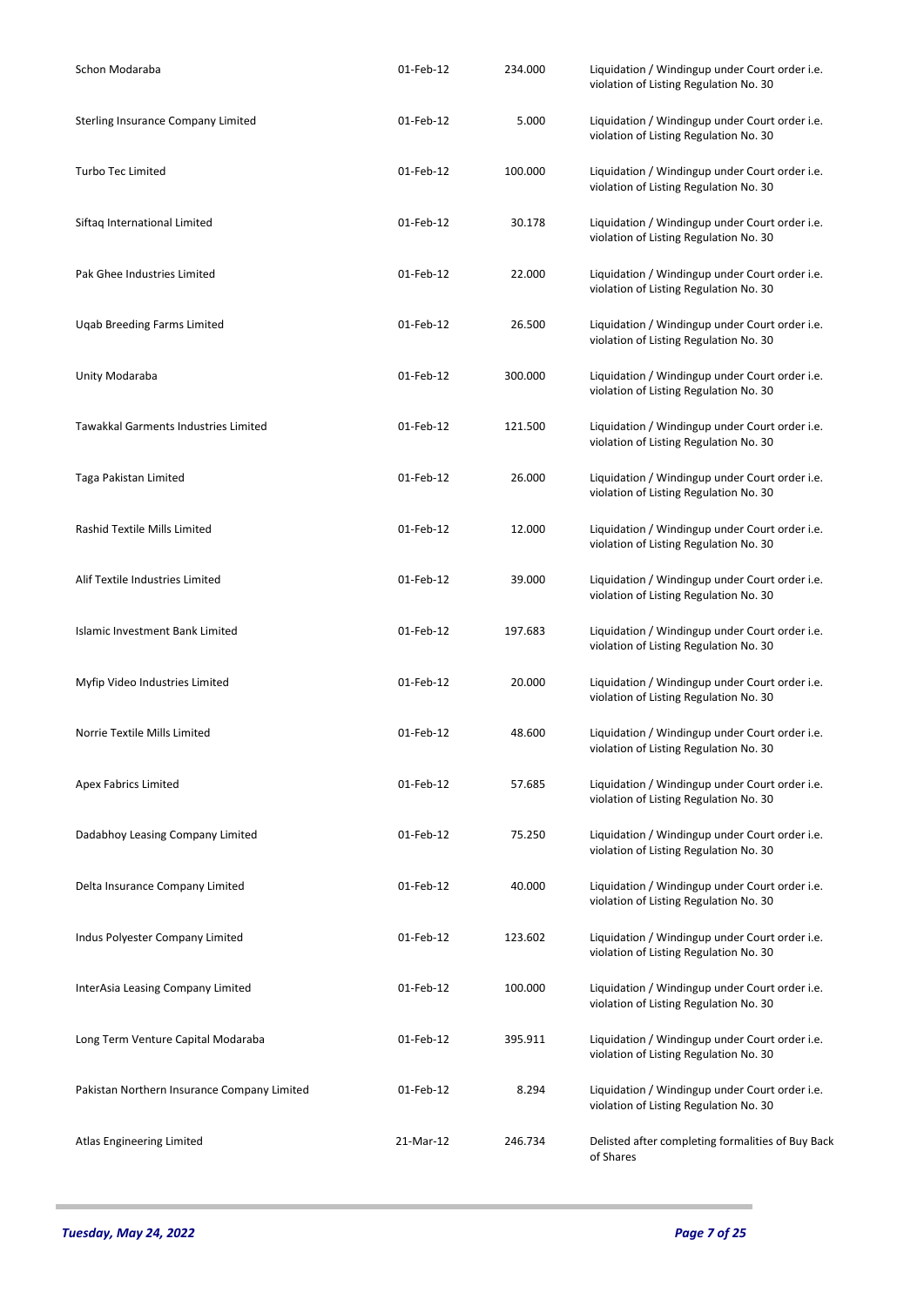| | | | |
|---|---|---|---|
| Schon Modaraba | 01-Feb-12 | 234.000 | Liquidation / Windingup under Court order i.e. violation of Listing Regulation No. 30 |
| Sterling Insurance Company Limited | 01-Feb-12 | 5.000 | Liquidation / Windingup under Court order i.e. violation of Listing Regulation No. 30 |
| Turbo Tec Limited | 01-Feb-12 | 100.000 | Liquidation / Windingup under Court order i.e. violation of Listing Regulation No. 30 |
| Siftaq International Limited | 01-Feb-12 | 30.178 | Liquidation / Windingup under Court order i.e. violation of Listing Regulation No. 30 |
| Pak Ghee Industries Limited | 01-Feb-12 | 22.000 | Liquidation / Windingup under Court order i.e. violation of Listing Regulation No. 30 |
| Uqab Breeding Farms Limited | 01-Feb-12 | 26.500 | Liquidation / Windingup under Court order i.e. violation of Listing Regulation No. 30 |
| Unity Modaraba | 01-Feb-12 | 300.000 | Liquidation / Windingup under Court order i.e. violation of Listing Regulation No. 30 |
| Tawakkal Garments Industries Limited | 01-Feb-12 | 121.500 | Liquidation / Windingup under Court order i.e. violation of Listing Regulation No. 30 |
| Taga Pakistan Limited | 01-Feb-12 | 26.000 | Liquidation / Windingup under Court order i.e. violation of Listing Regulation No. 30 |
| Rashid Textile Mills Limited | 01-Feb-12 | 12.000 | Liquidation / Windingup under Court order i.e. violation of Listing Regulation No. 30 |
| Alif Textile Industries Limited | 01-Feb-12 | 39.000 | Liquidation / Windingup under Court order i.e. violation of Listing Regulation No. 30 |
| Islamic Investment Bank Limited | 01-Feb-12 | 197.683 | Liquidation / Windingup under Court order i.e. violation of Listing Regulation No. 30 |
| Myfip Video Industries Limited | 01-Feb-12 | 20.000 | Liquidation / Windingup under Court order i.e. violation of Listing Regulation No. 30 |
| Norrie Textile Mills Limited | 01-Feb-12 | 48.600 | Liquidation / Windingup under Court order i.e. violation of Listing Regulation No. 30 |
| Apex Fabrics Limited | 01-Feb-12 | 57.685 | Liquidation / Windingup under Court order i.e. violation of Listing Regulation No. 30 |
| Dadabhoy Leasing Company Limited | 01-Feb-12 | 75.250 | Liquidation / Windingup under Court order i.e. violation of Listing Regulation No. 30 |
| Delta Insurance Company Limited | 01-Feb-12 | 40.000 | Liquidation / Windingup under Court order i.e. violation of Listing Regulation No. 30 |
| Indus Polyester Company Limited | 01-Feb-12 | 123.602 | Liquidation / Windingup under Court order i.e. violation of Listing Regulation No. 30 |
| InterAsia Leasing Company Limited | 01-Feb-12 | 100.000 | Liquidation / Windingup under Court order i.e. violation of Listing Regulation No. 30 |
| Long Term Venture Capital Modaraba | 01-Feb-12 | 395.911 | Liquidation / Windingup under Court order i.e. violation of Listing Regulation No. 30 |
| Pakistan Northern Insurance Company Limited | 01-Feb-12 | 8.294 | Liquidation / Windingup under Court order i.e. violation of Listing Regulation No. 30 |
| Atlas Engineering Limited | 21-Mar-12 | 246.734 | Delisted after completing formalities of Buy Back of Shares |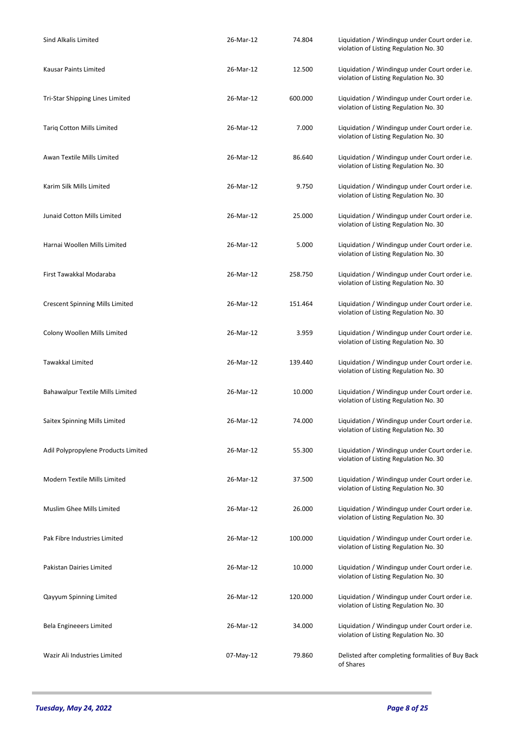| | | | |
|---|---|---|---|
| Sind Alkalis Limited | 26-Mar-12 | 74.804 | Liquidation / Windingup under Court order i.e. violation of Listing Regulation No. 30 |
| Kausar Paints Limited | 26-Mar-12 | 12.500 | Liquidation / Windingup under Court order i.e. violation of Listing Regulation No. 30 |
| Tri-Star Shipping Lines Limited | 26-Mar-12 | 600.000 | Liquidation / Windingup under Court order i.e. violation of Listing Regulation No. 30 |
| Tariq Cotton Mills Limited | 26-Mar-12 | 7.000 | Liquidation / Windingup under Court order i.e. violation of Listing Regulation No. 30 |
| Awan Textile Mills Limited | 26-Mar-12 | 86.640 | Liquidation / Windingup under Court order i.e. violation of Listing Regulation No. 30 |
| Karim Silk Mills Limited | 26-Mar-12 | 9.750 | Liquidation / Windingup under Court order i.e. violation of Listing Regulation No. 30 |
| Junaid Cotton Mills Limited | 26-Mar-12 | 25.000 | Liquidation / Windingup under Court order i.e. violation of Listing Regulation No. 30 |
| Harnai Woollen Mills Limited | 26-Mar-12 | 5.000 | Liquidation / Windingup under Court order i.e. violation of Listing Regulation No. 30 |
| First Tawakkal Modaraba | 26-Mar-12 | 258.750 | Liquidation / Windingup under Court order i.e. violation of Listing Regulation No. 30 |
| Crescent Spinning Mills Limited | 26-Mar-12 | 151.464 | Liquidation / Windingup under Court order i.e. violation of Listing Regulation No. 30 |
| Colony Woollen Mills Limited | 26-Mar-12 | 3.959 | Liquidation / Windingup under Court order i.e. violation of Listing Regulation No. 30 |
| Tawakkal Limited | 26-Mar-12 | 139.440 | Liquidation / Windingup under Court order i.e. violation of Listing Regulation No. 30 |
| Bahawalpur Textile Mills Limited | 26-Mar-12 | 10.000 | Liquidation / Windingup under Court order i.e. violation of Listing Regulation No. 30 |
| Saitex Spinning Mills Limited | 26-Mar-12 | 74.000 | Liquidation / Windingup under Court order i.e. violation of Listing Regulation No. 30 |
| Adil Polypropylene Products Limited | 26-Mar-12 | 55.300 | Liquidation / Windingup under Court order i.e. violation of Listing Regulation No. 30 |
| Modern Textile Mills Limited | 26-Mar-12 | 37.500 | Liquidation / Windingup under Court order i.e. violation of Listing Regulation No. 30 |
| Muslim Ghee Mills Limited | 26-Mar-12 | 26.000 | Liquidation / Windingup under Court order i.e. violation of Listing Regulation No. 30 |
| Pak Fibre Industries Limited | 26-Mar-12 | 100.000 | Liquidation / Windingup under Court order i.e. violation of Listing Regulation No. 30 |
| Pakistan Dairies Limited | 26-Mar-12 | 10.000 | Liquidation / Windingup under Court order i.e. violation of Listing Regulation No. 30 |
| Qayyum Spinning Limited | 26-Mar-12 | 120.000 | Liquidation / Windingup under Court order i.e. violation of Listing Regulation No. 30 |
| Bela Engineeers Limited | 26-Mar-12 | 34.000 | Liquidation / Windingup under Court order i.e. violation of Listing Regulation No. 30 |
| Wazir Ali Industries Limited | 07-May-12 | 79.860 | Delisted after completing formalities of Buy Back of Shares |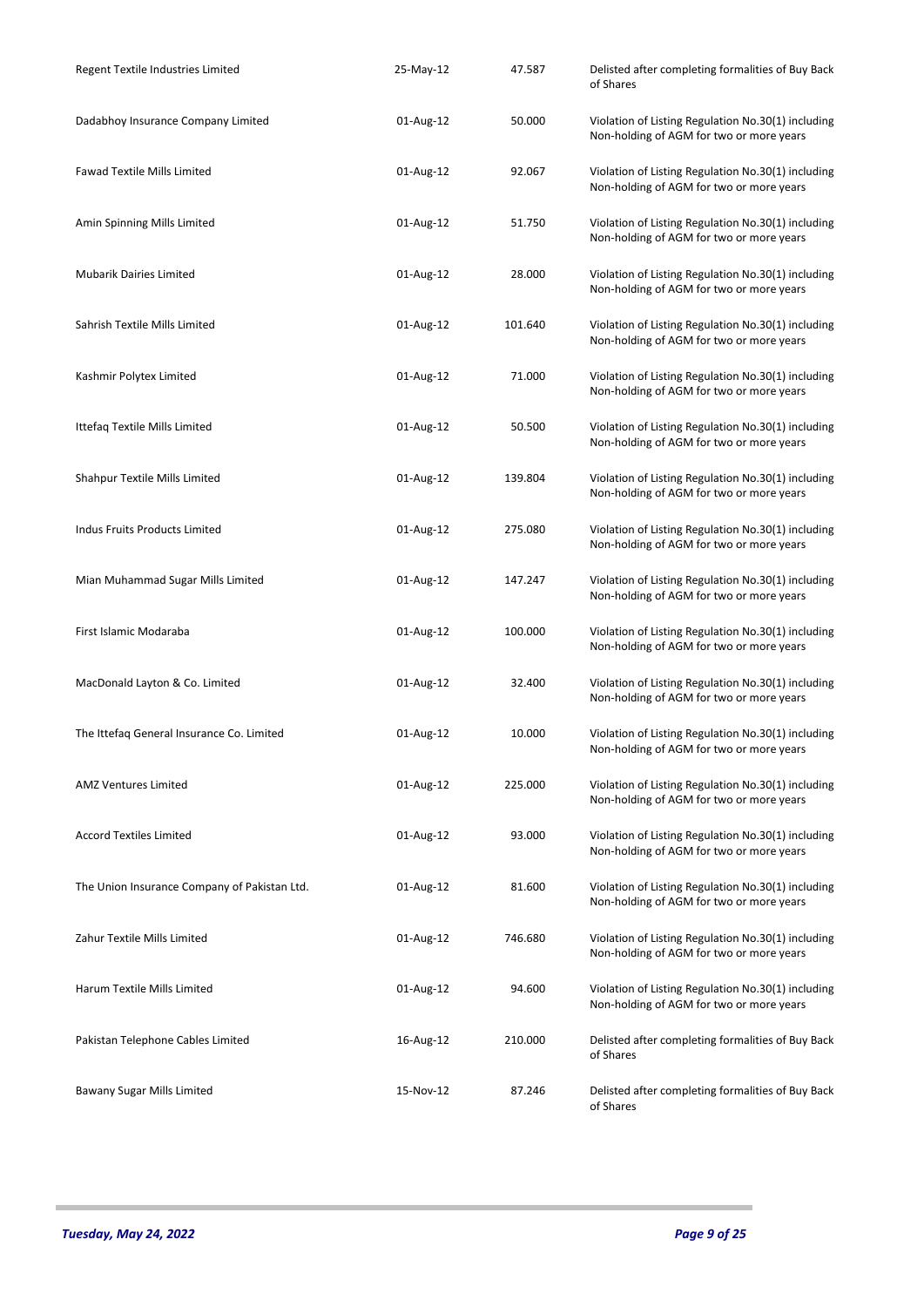| | | | |
|---|---|---|---|
| Regent Textile Industries Limited | 25-May-12 | 47.587 | Delisted after completing formalities of Buy Back of Shares |
| Dadabhoy Insurance Company Limited | 01-Aug-12 | 50.000 | Violation of Listing Regulation No.30(1) including Non-holding of AGM for two or more years |
| Fawad Textile Mills Limited | 01-Aug-12 | 92.067 | Violation of Listing Regulation No.30(1) including Non-holding of AGM for two or more years |
| Amin Spinning Mills Limited | 01-Aug-12 | 51.750 | Violation of Listing Regulation No.30(1) including Non-holding of AGM for two or more years |
| Mubarik Dairies Limited | 01-Aug-12 | 28.000 | Violation of Listing Regulation No.30(1) including Non-holding of AGM for two or more years |
| Sahrish Textile Mills Limited | 01-Aug-12 | 101.640 | Violation of Listing Regulation No.30(1) including Non-holding of AGM for two or more years |
| Kashmir Polytex Limited | 01-Aug-12 | 71.000 | Violation of Listing Regulation No.30(1) including Non-holding of AGM for two or more years |
| Ittefaq Textile Mills Limited | 01-Aug-12 | 50.500 | Violation of Listing Regulation No.30(1) including Non-holding of AGM for two or more years |
| Shahpur Textile Mills Limited | 01-Aug-12 | 139.804 | Violation of Listing Regulation No.30(1) including Non-holding of AGM for two or more years |
| Indus Fruits Products Limited | 01-Aug-12 | 275.080 | Violation of Listing Regulation No.30(1) including Non-holding of AGM for two or more years |
| Mian Muhammad Sugar Mills Limited | 01-Aug-12 | 147.247 | Violation of Listing Regulation No.30(1) including Non-holding of AGM for two or more years |
| First Islamic Modaraba | 01-Aug-12 | 100.000 | Violation of Listing Regulation No.30(1) including Non-holding of AGM for two or more years |
| MacDonald Layton & Co. Limited | 01-Aug-12 | 32.400 | Violation of Listing Regulation No.30(1) including Non-holding of AGM for two or more years |
| The Ittefaq General Insurance Co. Limited | 01-Aug-12 | 10.000 | Violation of Listing Regulation No.30(1) including Non-holding of AGM for two or more years |
| AMZ Ventures Limited | 01-Aug-12 | 225.000 | Violation of Listing Regulation No.30(1) including Non-holding of AGM for two or more years |
| Accord Textiles Limited | 01-Aug-12 | 93.000 | Violation of Listing Regulation No.30(1) including Non-holding of AGM for two or more years |
| The Union Insurance Company of Pakistan Ltd. | 01-Aug-12 | 81.600 | Violation of Listing Regulation No.30(1) including Non-holding of AGM for two or more years |
| Zahur Textile Mills Limited | 01-Aug-12 | 746.680 | Violation of Listing Regulation No.30(1) including Non-holding of AGM for two or more years |
| Harum Textile Mills Limited | 01-Aug-12 | 94.600 | Violation of Listing Regulation No.30(1) including Non-holding of AGM for two or more years |
| Pakistan Telephone Cables Limited | 16-Aug-12 | 210.000 | Delisted after completing formalities of Buy Back of Shares |
| Bawany Sugar Mills Limited | 15-Nov-12 | 87.246 | Delisted after completing formalities of Buy Back of Shares |

*Tuesday, May 24, 2022*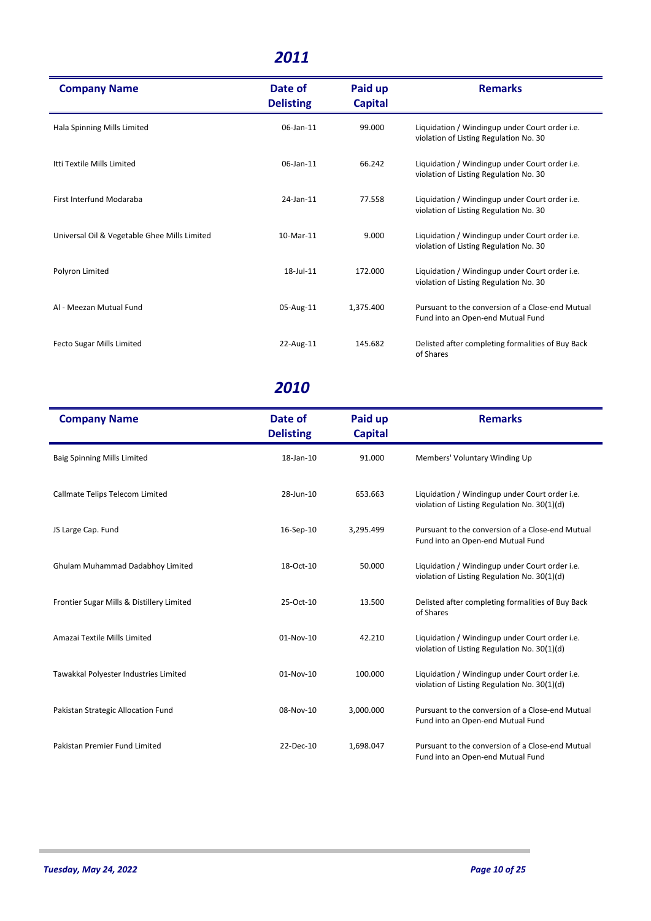# 2011

| Company Name | Date of Delisting | Paid up Capital | Remarks |
|---|---|---|---|
| Hala Spinning Mills Limited | 06-Jan-11 | 99.000 | Liquidation / Windingup under Court order i.e. violation of Listing Regulation No. 30 |
| Itti Textile Mills Limited | 06-Jan-11 | 66.242 | Liquidation / Windingup under Court order i.e. violation of Listing Regulation No. 30 |
| First Interfund Modaraba | 24-Jan-11 | 77.558 | Liquidation / Windingup under Court order i.e. violation of Listing Regulation No. 30 |
| Universal Oil & Vegetable Ghee Mills Limited | 10-Mar-11 | 9.000 | Liquidation / Windingup under Court order i.e. violation of Listing Regulation No. 30 |
| Polyron Limited | 18-Jul-11 | 172.000 | Liquidation / Windingup under Court order i.e. violation of Listing Regulation No. 30 |
| Al - Meezan Mutual Fund | 05-Aug-11 | 1,375.400 | Pursuant to the conversion of a Close-end Mutual Fund into an Open-end Mutual Fund |
| Fecto Sugar Mills Limited | 22-Aug-11 | 145.682 | Delisted after completing formalities of Buy Back of Shares |

# 2010

| Company Name | Date of Delisting | Paid up Capital | Remarks |
|---|---|---|---|
| Baig Spinning Mills Limited | 18-Jan-10 | 91.000 | Members' Voluntary Winding Up |
| Callmate Telips Telecom Limited | 28-Jun-10 | 653.663 | Liquidation / Windingup under Court order i.e. violation of Listing Regulation No. 30(1)(d) |
| JS Large Cap. Fund | 16-Sep-10 | 3,295.499 | Pursuant to the conversion of a Close-end Mutual Fund into an Open-end Mutual Fund |
| Ghulam Muhammad Dadabhoy Limited | 18-Oct-10 | 50.000 | Liquidation / Windingup under Court order i.e. violation of Listing Regulation No. 30(1)(d) |
| Frontier Sugar Mills & Distillery Limited | 25-Oct-10 | 13.500 | Delisted after completing formalities of Buy Back of Shares |
| Amazai Textile Mills Limited | 01-Nov-10 | 42.210 | Liquidation / Windingup under Court order i.e. violation of Listing Regulation No. 30(1)(d) |
| Tawakkal Polyester Industries Limited | 01-Nov-10 | 100.000 | Liquidation / Windingup under Court order i.e. violation of Listing Regulation No. 30(1)(d) |
| Pakistan Strategic Allocation Fund | 08-Nov-10 | 3,000.000 | Pursuant to the conversion of a Close-end Mutual Fund into an Open-end Mutual Fund |
| Pakistan Premier Fund Limited | 22-Dec-10 | 1,698.047 | Pursuant to the conversion of a Close-end Mutual Fund into an Open-end Mutual Fund |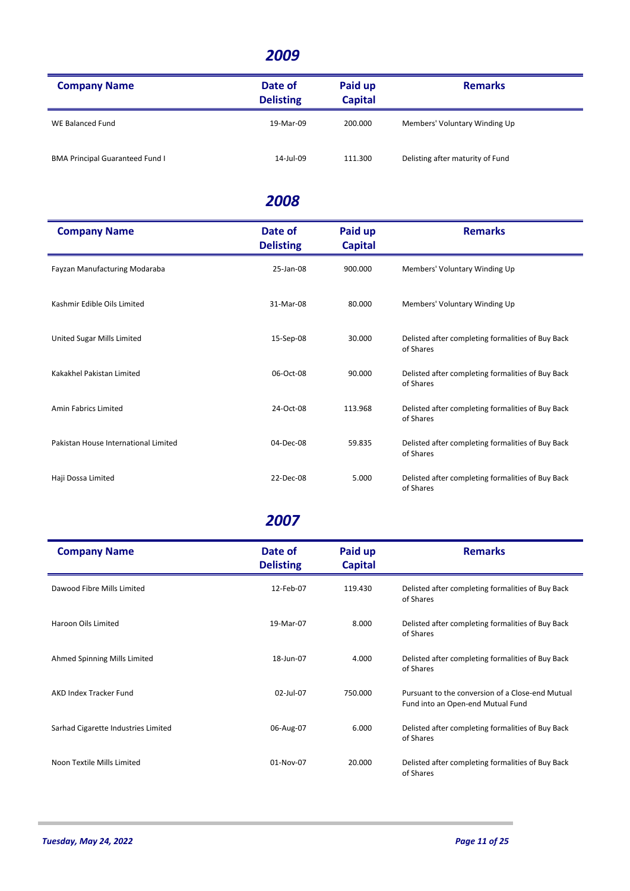## 2009

| Company Name | Date of Delisting | Paid up Capital | Remarks |
|---|---|---|---|
| WE Balanced Fund | 19-Mar-09 | 200.000 | Members' Voluntary Winding Up |
| BMA Principal Guaranteed Fund I | 14-Jul-09 | 111.300 | Delisting after maturity of Fund |

## 2008

| Company Name | Date of Delisting | Paid up Capital | Remarks |
|---|---|---|---|
| Fayzan Manufacturing Modaraba | 25-Jan-08 | 900.000 | Members' Voluntary Winding Up |
| Kashmir Edible Oils Limited | 31-Mar-08 | 80.000 | Members' Voluntary Winding Up |
| United Sugar Mills Limited | 15-Sep-08 | 30.000 | Delisted after completing formalities of Buy Back of Shares |
| Kakakhel Pakistan Limited | 06-Oct-08 | 90.000 | Delisted after completing formalities of Buy Back of Shares |
| Amin Fabrics Limited | 24-Oct-08 | 113.968 | Delisted after completing formalities of Buy Back of Shares |
| Pakistan House International Limited | 04-Dec-08 | 59.835 | Delisted after completing formalities of Buy Back of Shares |
| Haji Dossa Limited | 22-Dec-08 | 5.000 | Delisted after completing formalities of Buy Back of Shares |

## 2007

| Company Name | Date of Delisting | Paid up Capital | Remarks |
|---|---|---|---|
| Dawood Fibre Mills Limited | 12-Feb-07 | 119.430 | Delisted after completing formalities of Buy Back of Shares |
| Haroon Oils Limited | 19-Mar-07 | 8.000 | Delisted after completing formalities of Buy Back of Shares |
| Ahmed Spinning Mills Limited | 18-Jun-07 | 4.000 | Delisted after completing formalities of Buy Back of Shares |
| AKD Index Tracker Fund | 02-Jul-07 | 750.000 | Pursuant to the conversion of a Close-end Mutual Fund into an Open-end Mutual Fund |
| Sarhad Cigarette Industries Limited | 06-Aug-07 | 6.000 | Delisted after completing formalities of Buy Back of Shares |
| Noon Textile Mills Limited | 01-Nov-07 | 20.000 | Delisted after completing formalities of Buy Back of Shares |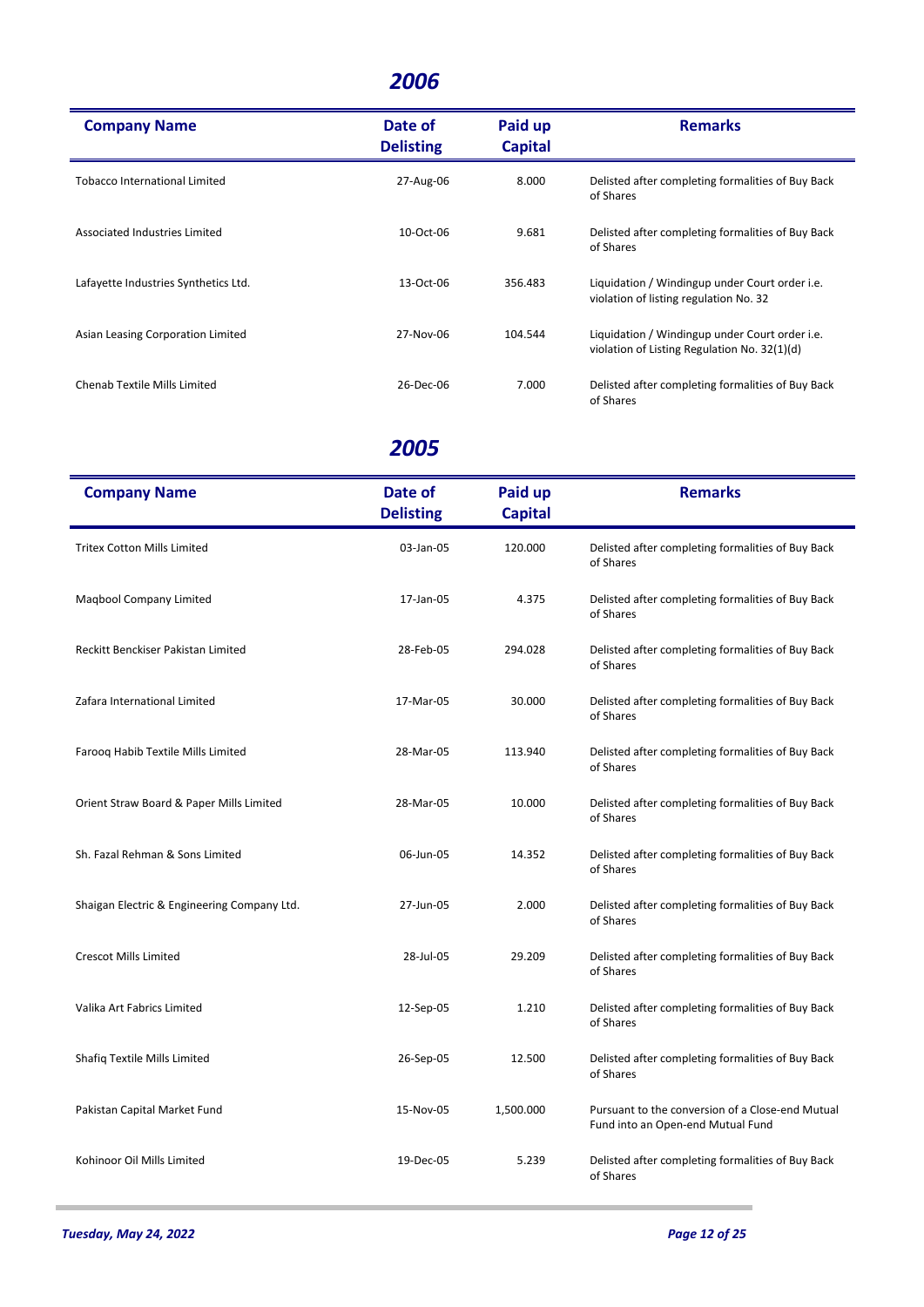## 2006

| Company Name | Date of Delisting | Paid up Capital | Remarks |
|---|---|---|---|
| Tobacco International Limited | 27-Aug-06 | 8.000 | Delisted after completing formalities of Buy Back of Shares |
| Associated Industries Limited | 10-Oct-06 | 9.681 | Delisted after completing formalities of Buy Back of Shares |
| Lafayette Industries Synthetics Ltd. | 13-Oct-06 | 356.483 | Liquidation / Windingup under Court order i.e. violation of listing regulation No. 32 |
| Asian Leasing Corporation Limited | 27-Nov-06 | 104.544 | Liquidation / Windingup under Court order i.e. violation of Listing Regulation No. 32(1)(d) |
| Chenab Textile Mills Limited | 26-Dec-06 | 7.000 | Delisted after completing formalities of Buy Back of Shares |

## 2005

| Company Name | Date of Delisting | Paid up Capital | Remarks |
|---|---|---|---|
| Tritex Cotton Mills Limited | 03-Jan-05 | 120.000 | Delisted after completing formalities of Buy Back of Shares |
| Maqbool Company Limited | 17-Jan-05 | 4.375 | Delisted after completing formalities of Buy Back of Shares |
| Reckitt Benckiser Pakistan Limited | 28-Feb-05 | 294.028 | Delisted after completing formalities of Buy Back of Shares |
| Zafara International Limited | 17-Mar-05 | 30.000 | Delisted after completing formalities of Buy Back of Shares |
| Farooq Habib Textile Mills Limited | 28-Mar-05 | 113.940 | Delisted after completing formalities of Buy Back of Shares |
| Orient Straw Board & Paper Mills Limited | 28-Mar-05 | 10.000 | Delisted after completing formalities of Buy Back of Shares |
| Sh. Fazal Rehman & Sons Limited | 06-Jun-05 | 14.352 | Delisted after completing formalities of Buy Back of Shares |
| Shaigan Electric & Engineering Company Ltd. | 27-Jun-05 | 2.000 | Delisted after completing formalities of Buy Back of Shares |
| Crescot Mills Limited | 28-Jul-05 | 29.209 | Delisted after completing formalities of Buy Back of Shares |
| Valika Art Fabrics Limited | 12-Sep-05 | 1.210 | Delisted after completing formalities of Buy Back of Shares |
| Shafiq Textile Mills Limited | 26-Sep-05 | 12.500 | Delisted after completing formalities of Buy Back of Shares |
| Pakistan Capital Market Fund | 15-Nov-05 | 1,500.000 | Pursuant to the conversion of a Close-end Mutual Fund into an Open-end Mutual Fund |
| Kohinoor Oil Mills Limited | 19-Dec-05 | 5.239 | Delisted after completing formalities of Buy Back of Shares |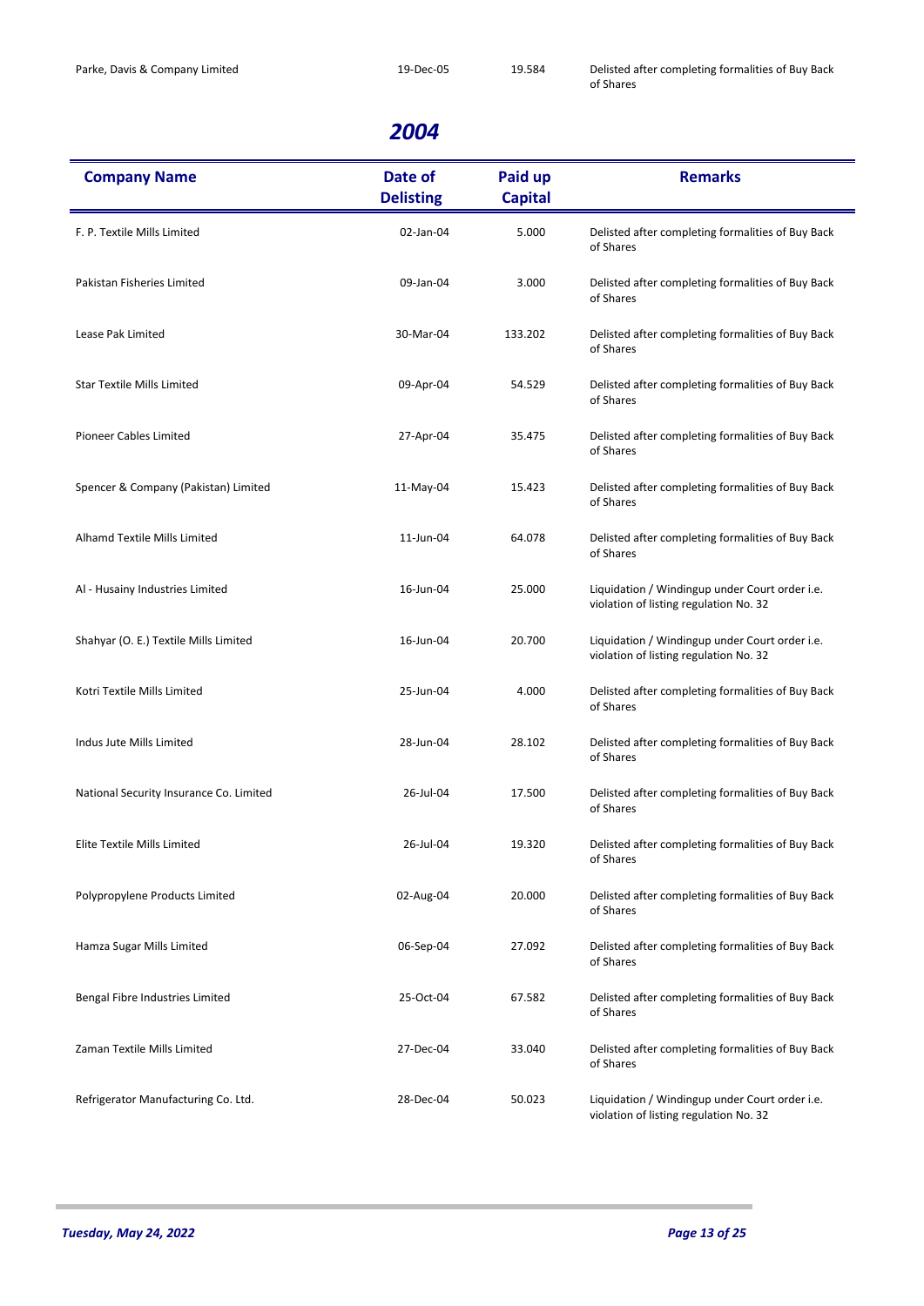| Company Name | Date of Delisting | Paid up Capital | Remarks |
|---|---|---|---|
| Parke, Davis & Company Limited | 19-Dec-05 | 19.584 | Delisted after completing formalities of Buy Back of Shares |

## 2004

| Company Name | Date of Delisting | Paid up Capital | Remarks |
|---|---|---|---|
| F. P. Textile Mills Limited | 02-Jan-04 | 5.000 | Delisted after completing formalities of Buy Back of Shares |
| Pakistan Fisheries Limited | 09-Jan-04 | 3.000 | Delisted after completing formalities of Buy Back of Shares |
| Lease Pak Limited | 30-Mar-04 | 133.202 | Delisted after completing formalities of Buy Back of Shares |
| Star Textile Mills Limited | 09-Apr-04 | 54.529 | Delisted after completing formalities of Buy Back of Shares |
| Pioneer Cables Limited | 27-Apr-04 | 35.475 | Delisted after completing formalities of Buy Back of Shares |
| Spencer & Company (Pakistan) Limited | 11-May-04 | 15.423 | Delisted after completing formalities of Buy Back of Shares |
| Alhamd Textile Mills Limited | 11-Jun-04 | 64.078 | Delisted after completing formalities of Buy Back of Shares |
| Al - Husainy Industries Limited | 16-Jun-04 | 25.000 | Liquidation / Windingup under Court order i.e. violation of listing regulation No. 32 |
| Shahyar (O. E.) Textile Mills Limited | 16-Jun-04 | 20.700 | Liquidation / Windingup under Court order i.e. violation of listing regulation No. 32 |
| Kotri Textile Mills Limited | 25-Jun-04 | 4.000 | Delisted after completing formalities of Buy Back of Shares |
| Indus Jute Mills Limited | 28-Jun-04 | 28.102 | Delisted after completing formalities of Buy Back of Shares |
| National Security Insurance Co. Limited | 26-Jul-04 | 17.500 | Delisted after completing formalities of Buy Back of Shares |
| Elite Textile Mills Limited | 26-Jul-04 | 19.320 | Delisted after completing formalities of Buy Back of Shares |
| Polypropylene Products Limited | 02-Aug-04 | 20.000 | Delisted after completing formalities of Buy Back of Shares |
| Hamza Sugar Mills Limited | 06-Sep-04 | 27.092 | Delisted after completing formalities of Buy Back of Shares |
| Bengal Fibre Industries Limited | 25-Oct-04 | 67.582 | Delisted after completing formalities of Buy Back of Shares |
| Zaman Textile Mills Limited | 27-Dec-04 | 33.040 | Delisted after completing formalities of Buy Back of Shares |
| Refrigerator Manufacturing Co. Ltd. | 28-Dec-04 | 50.023 | Liquidation / Windingup under Court order i.e. violation of listing regulation No. 32 |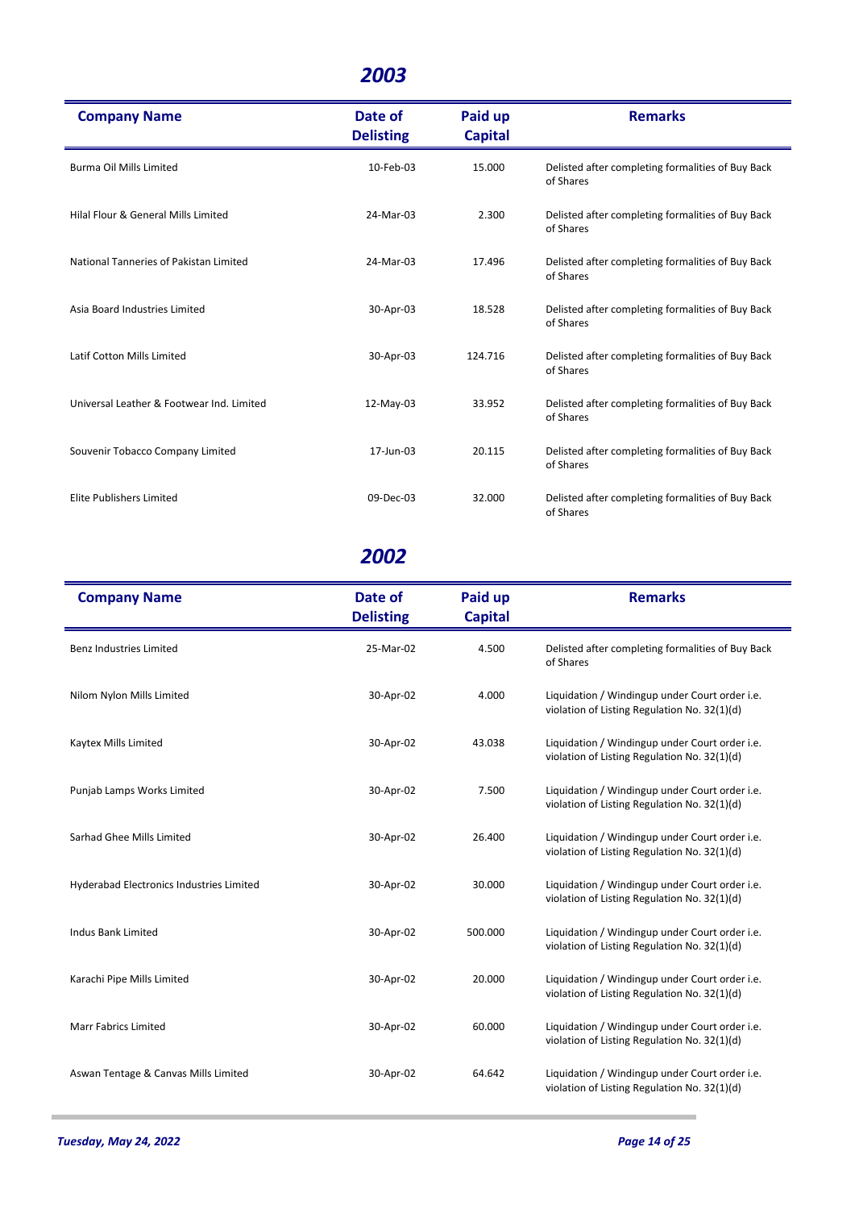## 2003

| Company Name | Date of Delisting | Paid up Capital | Remarks |
|---|---|---|---|
| Burma Oil Mills Limited | 10-Feb-03 | 15.000 | Delisted after completing formalities of Buy Back of Shares |
| Hilal Flour & General Mills Limited | 24-Mar-03 | 2.300 | Delisted after completing formalities of Buy Back of Shares |
| National Tanneries of Pakistan Limited | 24-Mar-03 | 17.496 | Delisted after completing formalities of Buy Back of Shares |
| Asia Board Industries Limited | 30-Apr-03 | 18.528 | Delisted after completing formalities of Buy Back of Shares |
| Latif Cotton Mills Limited | 30-Apr-03 | 124.716 | Delisted after completing formalities of Buy Back of Shares |
| Universal Leather & Footwear Ind. Limited | 12-May-03 | 33.952 | Delisted after completing formalities of Buy Back of Shares |
| Souvenir Tobacco Company Limited | 17-Jun-03 | 20.115 | Delisted after completing formalities of Buy Back of Shares |
| Elite Publishers Limited | 09-Dec-03 | 32.000 | Delisted after completing formalities of Buy Back of Shares |

## 2002

| Company Name | Date of Delisting | Paid up Capital | Remarks |
|---|---|---|---|
| Benz Industries Limited | 25-Mar-02 | 4.500 | Delisted after completing formalities of Buy Back of Shares |
| Nilom Nylon Mills Limited | 30-Apr-02 | 4.000 | Liquidation / Windingup under Court order i.e. violation of Listing Regulation No. 32(1)(d) |
| Kaytex Mills Limited | 30-Apr-02 | 43.038 | Liquidation / Windingup under Court order i.e. violation of Listing Regulation No. 32(1)(d) |
| Punjab Lamps Works Limited | 30-Apr-02 | 7.500 | Liquidation / Windingup under Court order i.e. violation of Listing Regulation No. 32(1)(d) |
| Sarhad Ghee Mills Limited | 30-Apr-02 | 26.400 | Liquidation / Windingup under Court order i.e. violation of Listing Regulation No. 32(1)(d) |
| Hyderabad Electronics Industries Limited | 30-Apr-02 | 30.000 | Liquidation / Windingup under Court order i.e. violation of Listing Regulation No. 32(1)(d) |
| Indus Bank Limited | 30-Apr-02 | 500.000 | Liquidation / Windingup under Court order i.e. violation of Listing Regulation No. 32(1)(d) |
| Karachi Pipe Mills Limited | 30-Apr-02 | 20.000 | Liquidation / Windingup under Court order i.e. violation of Listing Regulation No. 32(1)(d) |
| Marr Fabrics Limited | 30-Apr-02 | 60.000 | Liquidation / Windingup under Court order i.e. violation of Listing Regulation No. 32(1)(d) |
| Aswan Tentage & Canvas Mills Limited | 30-Apr-02 | 64.642 | Liquidation / Windingup under Court order i.e. violation of Listing Regulation No. 32(1)(d) |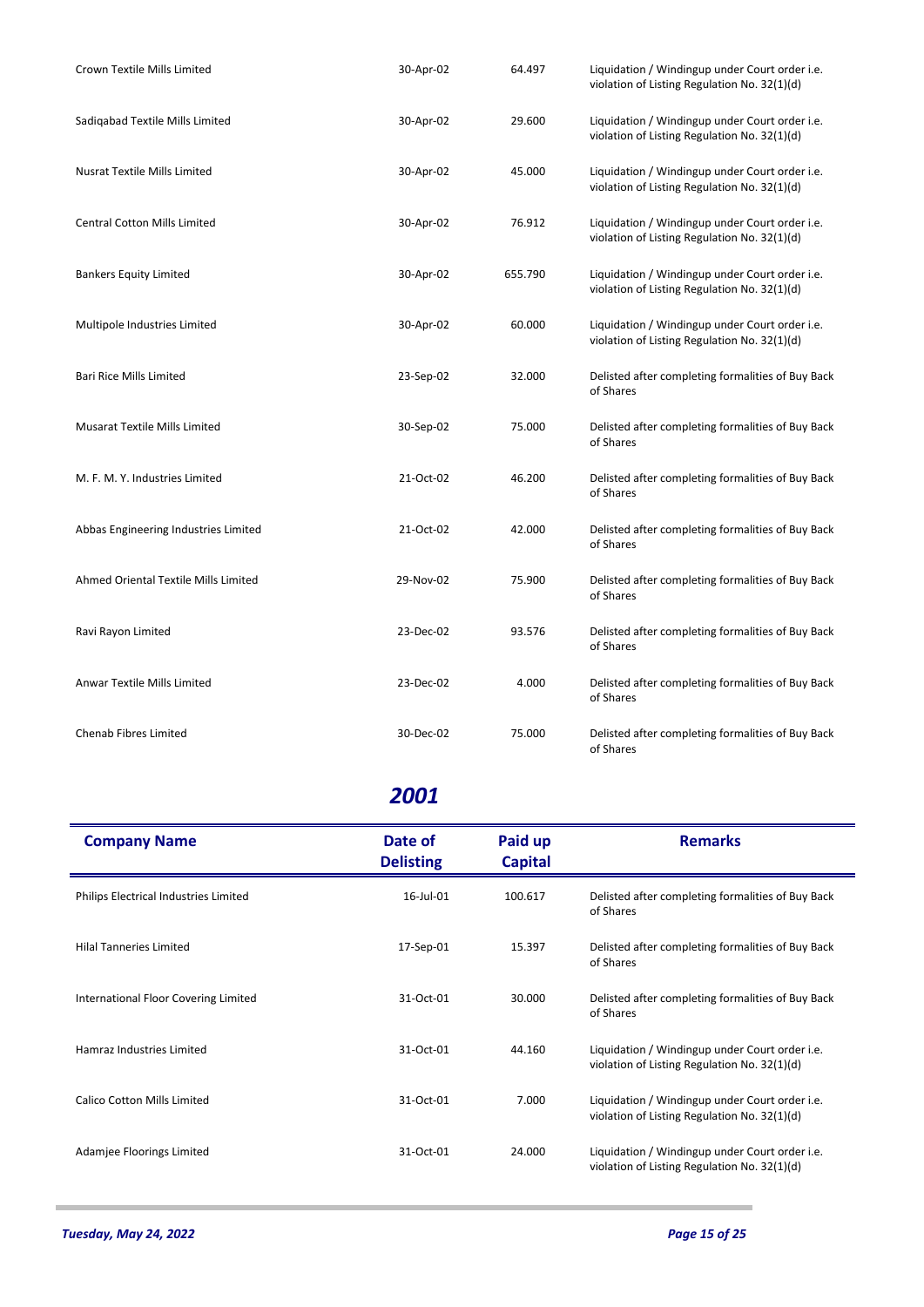| Company Name | Date of Delisting | Paid up Capital | Remarks |
|---|---|---|---|
| Crown Textile Mills Limited | 30-Apr-02 | 64.497 | Liquidation / Windingup under Court order i.e. violation of Listing Regulation No. 32(1)(d) |
| Sadiqabad Textile Mills Limited | 30-Apr-02 | 29.600 | Liquidation / Windingup under Court order i.e. violation of Listing Regulation No. 32(1)(d) |
| Nusrat Textile Mills Limited | 30-Apr-02 | 45.000 | Liquidation / Windingup under Court order i.e. violation of Listing Regulation No. 32(1)(d) |
| Central Cotton Mills Limited | 30-Apr-02 | 76.912 | Liquidation / Windingup under Court order i.e. violation of Listing Regulation No. 32(1)(d) |
| Bankers Equity Limited | 30-Apr-02 | 655.790 | Liquidation / Windingup under Court order i.e. violation of Listing Regulation No. 32(1)(d) |
| Multipole Industries Limited | 30-Apr-02 | 60.000 | Liquidation / Windingup under Court order i.e. violation of Listing Regulation No. 32(1)(d) |
| Bari Rice Mills Limited | 23-Sep-02 | 32.000 | Delisted after completing formalities of Buy Back of Shares |
| Musarat Textile Mills Limited | 30-Sep-02 | 75.000 | Delisted after completing formalities of Buy Back of Shares |
| M. F. M. Y. Industries Limited | 21-Oct-02 | 46.200 | Delisted after completing formalities of Buy Back of Shares |
| Abbas Engineering Industries Limited | 21-Oct-02 | 42.000 | Delisted after completing formalities of Buy Back of Shares |
| Ahmed Oriental Textile Mills Limited | 29-Nov-02 | 75.900 | Delisted after completing formalities of Buy Back of Shares |
| Ravi Rayon Limited | 23-Dec-02 | 93.576 | Delisted after completing formalities of Buy Back of Shares |
| Anwar Textile Mills Limited | 23-Dec-02 | 4.000 | Delisted after completing formalities of Buy Back of Shares |
| Chenab Fibres Limited | 30-Dec-02 | 75.000 | Delisted after completing formalities of Buy Back of Shares |

## *2001*

| Company Name | Date of Delisting | Paid up Capital | Remarks |
|---|---|---|---|
| Philips Electrical Industries Limited | 16-Jul-01 | 100.617 | Delisted after completing formalities of Buy Back of Shares |
| Hilal Tanneries Limited | 17-Sep-01 | 15.397 | Delisted after completing formalities of Buy Back of Shares |
| International Floor Covering Limited | 31-Oct-01 | 30.000 | Delisted after completing formalities of Buy Back of Shares |
| Hamraz Industries Limited | 31-Oct-01 | 44.160 | Liquidation / Windingup under Court order i.e. violation of Listing Regulation No. 32(1)(d) |
| Calico Cotton Mills Limited | 31-Oct-01 | 7.000 | Liquidation / Windingup under Court order i.e. violation of Listing Regulation No. 32(1)(d) |
| Adamjee Floorings Limited | 31-Oct-01 | 24.000 | Liquidation / Windingup under Court order i.e. violation of Listing Regulation No. 32(1)(d) |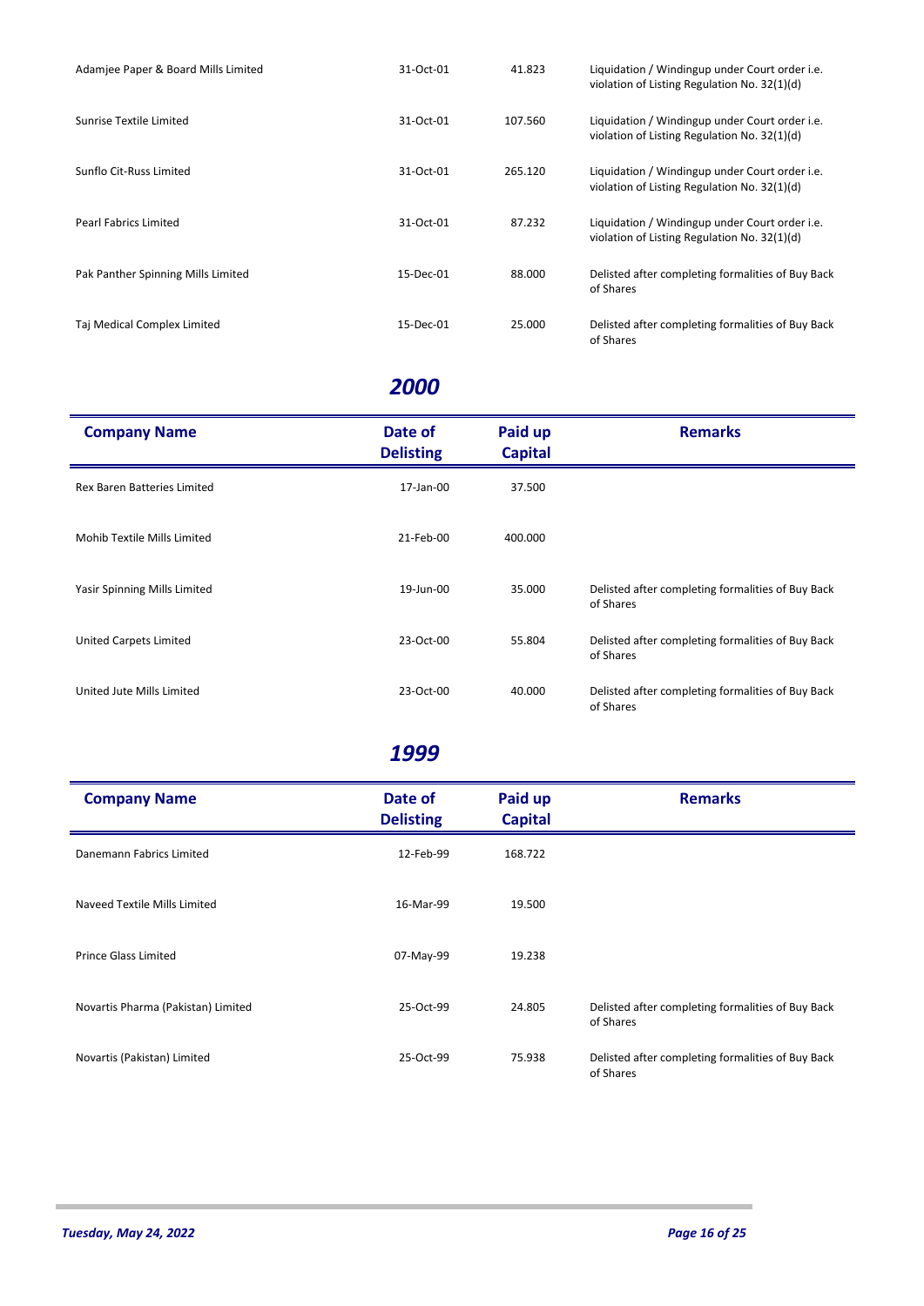| Company Name | Date of Delisting | Paid up Capital | Remarks |
|---|---|---|---|
| Adamjee Paper & Board Mills Limited | 31-Oct-01 | 41.823 | Liquidation / Windingup under Court order i.e. violation of Listing Regulation No. 32(1)(d) |
| Sunrise Textile Limited | 31-Oct-01 | 107.560 | Liquidation / Windingup under Court order i.e. violation of Listing Regulation No. 32(1)(d) |
| Sunflo Cit-Russ Limited | 31-Oct-01 | 265.120 | Liquidation / Windingup under Court order i.e. violation of Listing Regulation No. 32(1)(d) |
| Pearl Fabrics Limited | 31-Oct-01 | 87.232 | Liquidation / Windingup under Court order i.e. violation of Listing Regulation No. 32(1)(d) |
| Pak Panther Spinning Mills Limited | 15-Dec-01 | 88.000 | Delisted after completing formalities of Buy Back of Shares |
| Taj Medical Complex Limited | 15-Dec-01 | 25.000 | Delisted after completing formalities of Buy Back of Shares |

## *2000*

| Company Name | Date of Delisting | Paid up Capital | Remarks |
|---|---|---|---|
| Rex Baren Batteries Limited | 17-Jan-00 | 37.500 | |
| Mohib Textile Mills Limited | 21-Feb-00 | 400.000 | |
| Yasir Spinning Mills Limited | 19-Jun-00 | 35.000 | Delisted after completing formalities of Buy Back of Shares |
| United Carpets Limited | 23-Oct-00 | 55.804 | Delisted after completing formalities of Buy Back of Shares |
| United Jute Mills Limited | 23-Oct-00 | 40.000 | Delisted after completing formalities of Buy Back of Shares |

## *1999*

| Company Name | Date of Delisting | Paid up Capital | Remarks |
|---|---|---|---|
| Danemann Fabrics Limited | 12-Feb-99 | 168.722 | |
| Naveed Textile Mills Limited | 16-Mar-99 | 19.500 | |
| Prince Glass Limited | 07-May-99 | 19.238 | |
| Novartis Pharma (Pakistan) Limited | 25-Oct-99 | 24.805 | Delisted after completing formalities of Buy Back of Shares |
| Novartis (Pakistan) Limited | 25-Oct-99 | 75.938 | Delisted after completing formalities of Buy Back of Shares |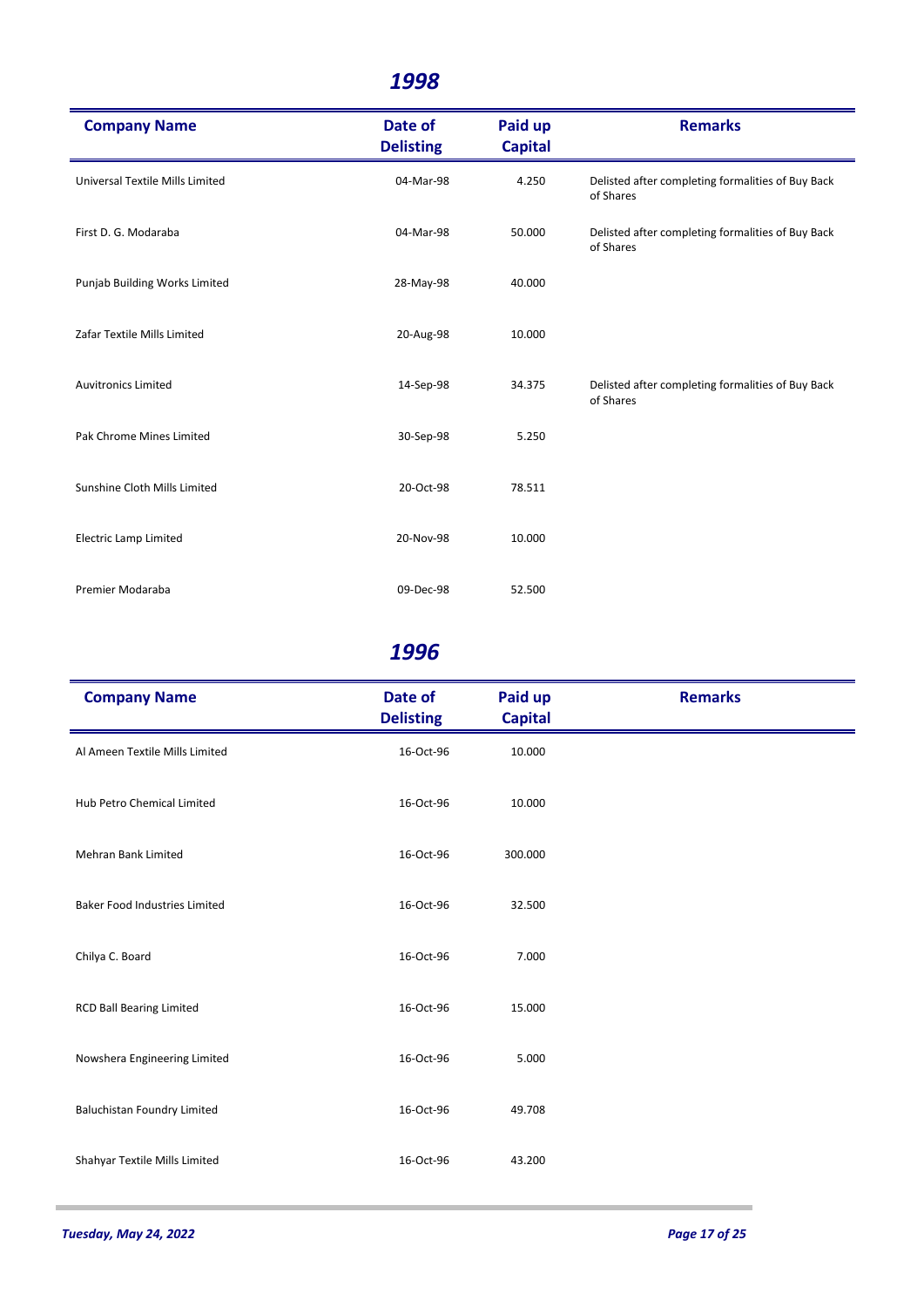## *1998*

| Company Name | Date of Delisting | Paid up Capital | Remarks |
|---|---|---|---|
| Universal Textile Mills Limited | 04-Mar-98 | 4.250 | Delisted after completing formalities of Buy Back of Shares |
| First D. G. Modaraba | 04-Mar-98 | 50.000 | Delisted after completing formalities of Buy Back of Shares |
| Punjab Building Works Limited | 28-May-98 | 40.000 | |
| Zafar Textile Mills Limited | 20-Aug-98 | 10.000 | |
| Auvitronics Limited | 14-Sep-98 | 34.375 | Delisted after completing formalities of Buy Back of Shares |
| Pak Chrome Mines Limited | 30-Sep-98 | 5.250 | |
| Sunshine Cloth Mills Limited | 20-Oct-98 | 78.511 | |
| Electric Lamp Limited | 20-Nov-98 | 10.000 | |
| Premier Modaraba | 09-Dec-98 | 52.500 | |

## *1996*

| Company Name | Date of Delisting | Paid up Capital | Remarks |
|---|---|---|---|
| Al Ameen Textile Mills Limited | 16-Oct-96 | 10.000 | |
| Hub Petro Chemical Limited | 16-Oct-96 | 10.000 | |
| Mehran Bank Limited | 16-Oct-96 | 300.000 | |
| Baker Food Industries Limited | 16-Oct-96 | 32.500 | |
| Chilya C. Board | 16-Oct-96 | 7.000 | |
| RCD Ball Bearing Limited | 16-Oct-96 | 15.000 | |
| Nowshera Engineering Limited | 16-Oct-96 | 5.000 | |
| Baluchistan Foundry Limited | 16-Oct-96 | 49.708 | |
| Shahyar Textile Mills Limited | 16-Oct-96 | 43.200 | |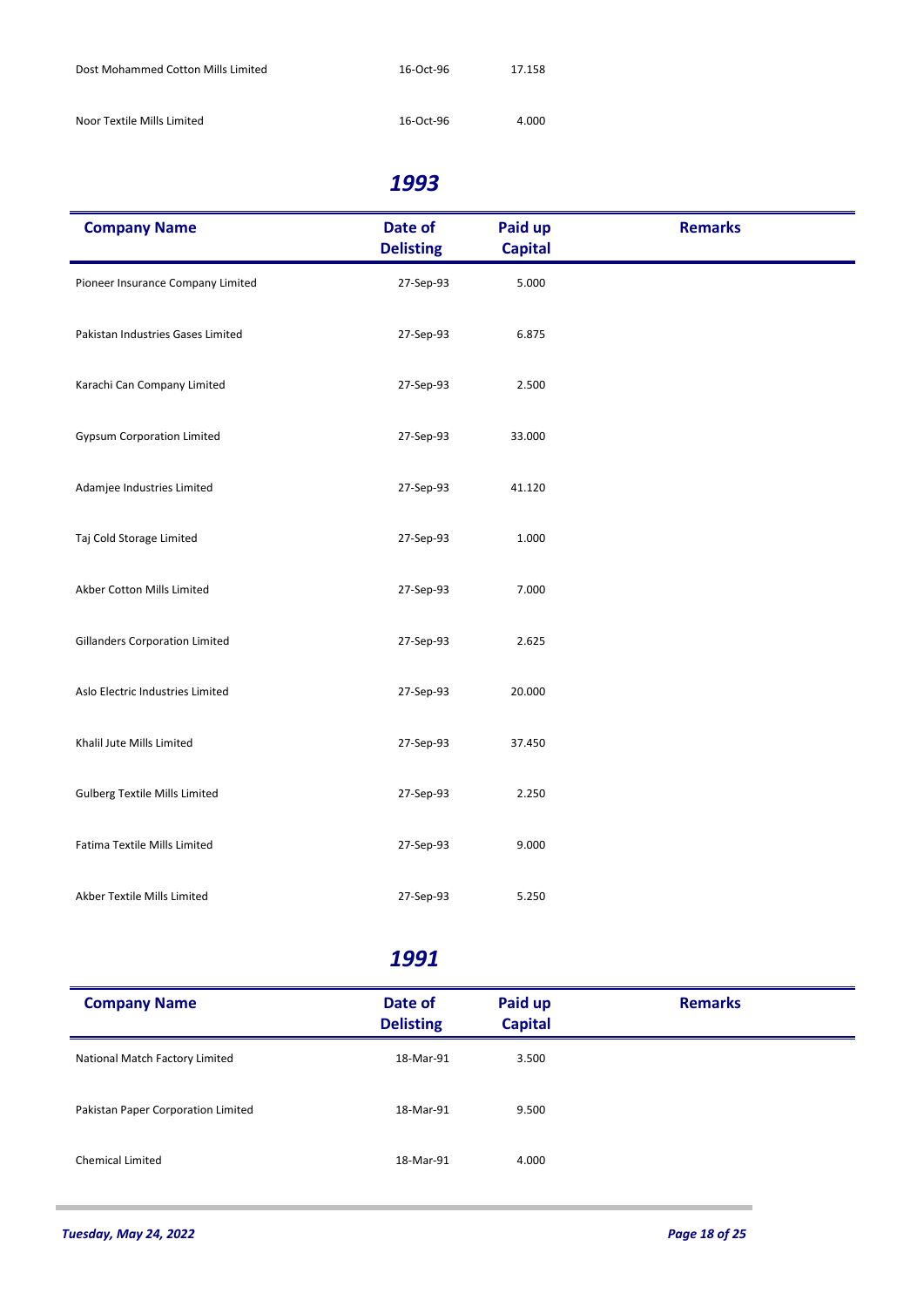| Company Name | Date of Delisting | Paid up Capital | Remarks |
|---|---|---|---|
| Dost Mohammed Cotton Mills Limited | 16-Oct-96 | 17.158 | |
| Noor Textile Mills Limited | 16-Oct-96 | 4.000 | |

## *1993*

| Company Name | Date of Delisting | Paid up Capital | Remarks |
|---|---|---|---|
| Pioneer Insurance Company Limited | 27-Sep-93 | 5.000 | |
| Pakistan Industries Gases Limited | 27-Sep-93 | 6.875 | |
| Karachi Can Company Limited | 27-Sep-93 | 2.500 | |
| Gypsum Corporation Limited | 27-Sep-93 | 33.000 | |
| Adamjee Industries Limited | 27-Sep-93 | 41.120 | |
| Taj Cold Storage Limited | 27-Sep-93 | 1.000 | |
| Akber Cotton Mills Limited | 27-Sep-93 | 7.000 | |
| Gillanders Corporation Limited | 27-Sep-93 | 2.625 | |
| Aslo Electric Industries Limited | 27-Sep-93 | 20.000 | |
| Khalil Jute Mills Limited | 27-Sep-93 | 37.450 | |
| Gulberg Textile Mills Limited | 27-Sep-93 | 2.250 | |
| Fatima Textile Mills Limited | 27-Sep-93 | 9.000 | |
| Akber Textile Mills Limited | 27-Sep-93 | 5.250 | |

## *1991*

| Company Name | Date of Delisting | Paid up Capital | Remarks |
|---|---|---|---|
| National Match Factory Limited | 18-Mar-91 | 3.500 | |
| Pakistan Paper Corporation Limited | 18-Mar-91 | 9.500 | |
| Chemical Limited | 18-Mar-91 | 4.000 | |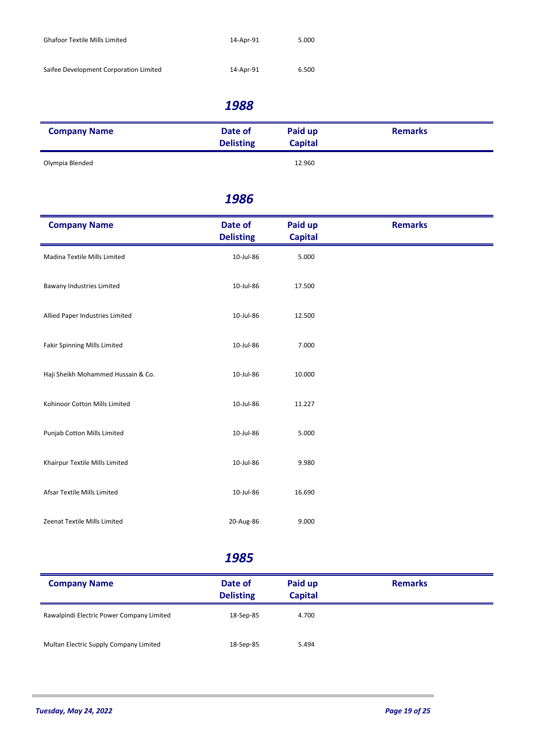| Company Name | Date of Delisting | Paid up Capital | Remarks |
|---|---|---|---|
| Ghafoor Textile Mills Limited | 14-Apr-91 | 5.000 | |
| Saifee Development Corporation Limited | 14-Apr-91 | 6.500 | |

## *1988*

| Company Name | Date of Delisting | Paid up Capital | Remarks |
|---|---|---|---|
| Olympia Blended | | 12.960 | |

## *1986*

| Company Name | Date of Delisting | Paid up Capital | Remarks |
|---|---|---|---|
| Madina Textile Mills Limited | 10-Jul-86 | 5.000 | |
| Bawany Industries Limited | 10-Jul-86 | 17.500 | |
| Allied Paper Industries Limited | 10-Jul-86 | 12.500 | |
| Fakir Spinning Mills Limited | 10-Jul-86 | 7.000 | |
| Haji Sheikh Mohammed Hussain & Co. | 10-Jul-86 | 10.000 | |
| Kohinoor Cotton Mills Limited | 10-Jul-86 | 11.227 | |
| Punjab Cotton Mills Limited | 10-Jul-86 | 5.000 | |
| Khairpur Textile Mills Limited | 10-Jul-86 | 9.980 | |
| Afsar Textile Mills Limited | 10-Jul-86 | 16.690 | |
| Zeenat Textile Mills Limited | 20-Aug-86 | 9.000 | |

## *1985*

| Company Name | Date of Delisting | Paid up Capital | Remarks |
|---|---|---|---|
| Rawalpindi Electric Power Company Limited | 18-Sep-85 | 4.700 | |
| Multan Electric Supply Company Limited | 18-Sep-85 | 5.494 | |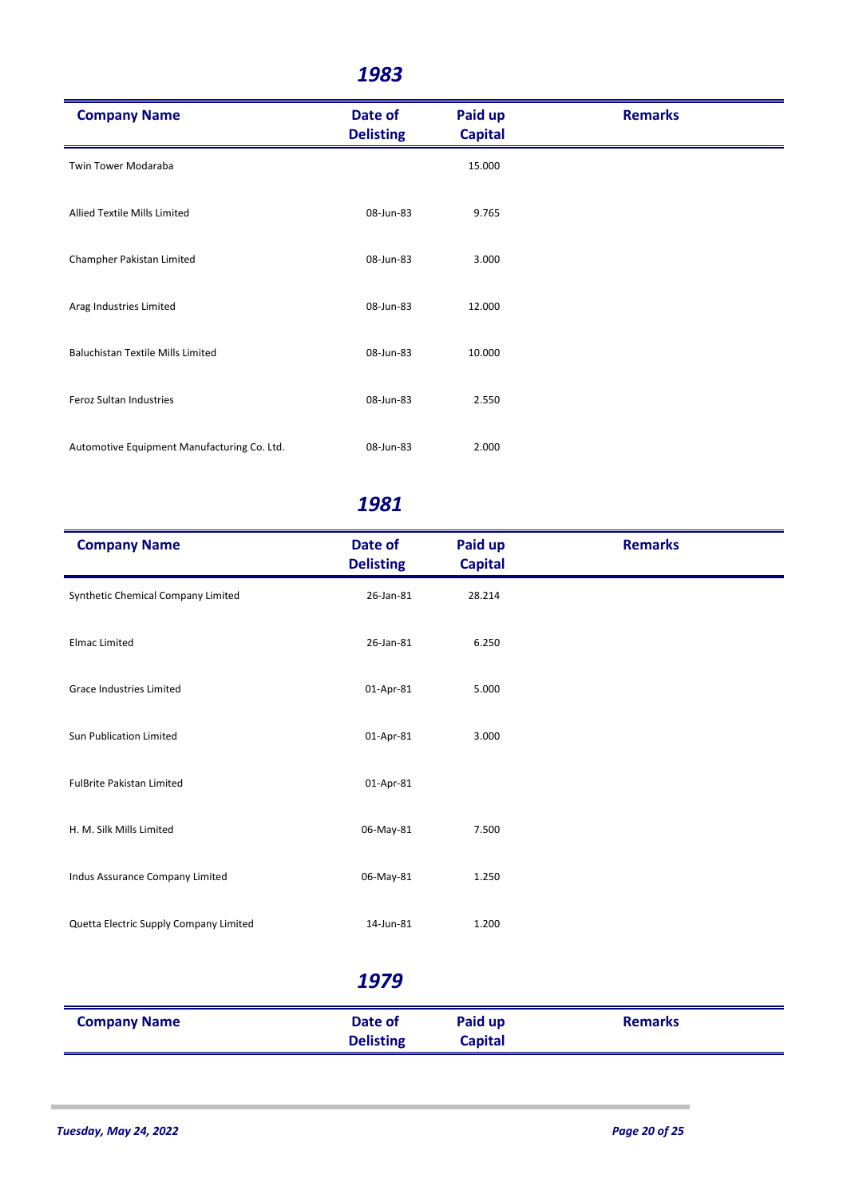## 1983

| Company Name | Date of Delisting | Paid up Capital | Remarks |
|---|---|---|---|
| Twin Tower Modaraba | | 15.000 | |
| Allied Textile Mills Limited | 08-Jun-83 | 9.765 | |
| Champher Pakistan Limited | 08-Jun-83 | 3.000 | |
| Arag Industries Limited | 08-Jun-83 | 12.000 | |
| Baluchistan Textile Mills Limited | 08-Jun-83 | 10.000 | |
| Feroz Sultan Industries | 08-Jun-83 | 2.550 | |
| Automotive Equipment Manufacturing Co. Ltd. | 08-Jun-83 | 2.000 | |

## 1981

| Company Name | Date of Delisting | Paid up Capital | Remarks |
|---|---|---|---|
| Synthetic Chemical Company Limited | 26-Jan-81 | 28.214 | |
| Elmac Limited | 26-Jan-81 | 6.250 | |
| Grace Industries Limited | 01-Apr-81 | 5.000 | |
| Sun Publication Limited | 01-Apr-81 | 3.000 | |
| FulBrite Pakistan Limited | 01-Apr-81 | | |
| H. M. Silk Mills Limited | 06-May-81 | 7.500 | |
| Indus Assurance Company Limited | 06-May-81 | 1.250 | |
| Quetta Electric Supply Company Limited | 14-Jun-81 | 1.200 | |

## 1979

| Company Name | Date of Delisting | Paid up Capital | Remarks |
|---|---|---|---|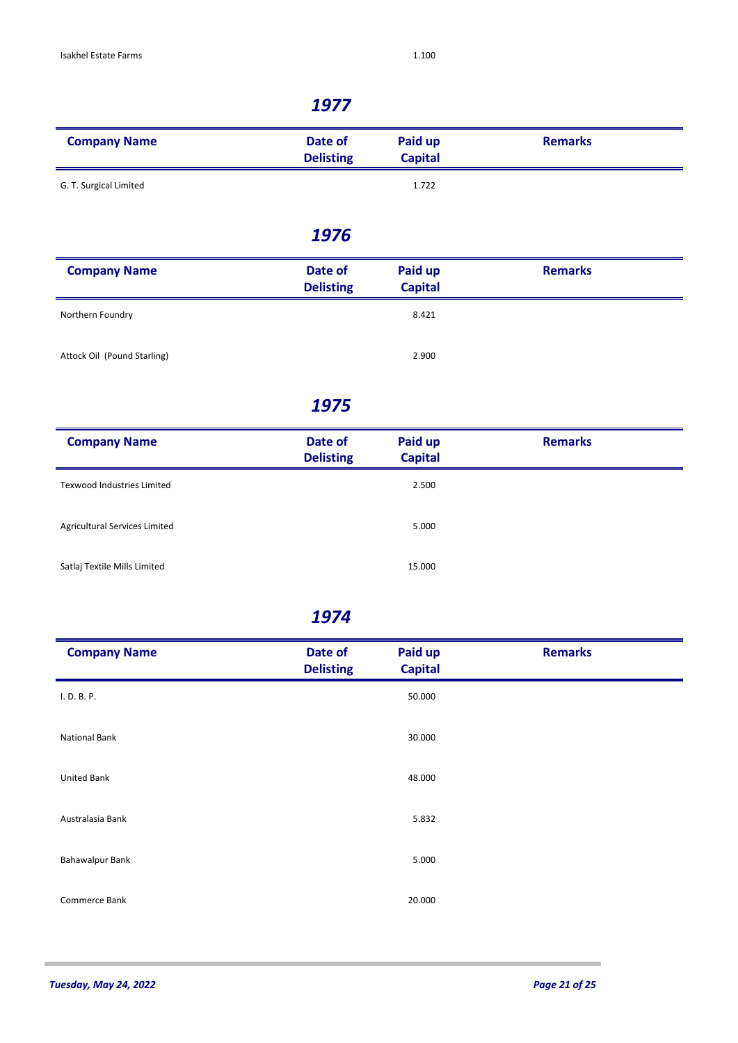| Company Name | Date of Delisting | Paid up Capital | Remarks |
|---|---|---|---|
| Isakhel Estate Farms | | 1.100 | |

## *1977*

| Company Name | Date of Delisting | Paid up Capital | Remarks |
|---|---|---|---|
| G. T. Surgical Limited | | 1.722 | |

## *1976*

| Company Name | Date of Delisting | Paid up Capital | Remarks |
|---|---|---|---|
| Northern Foundry | | 8.421 | |
| Attock Oil (Pound Starling) | | 2.900 | |

## *1975*

| Company Name | Date of Delisting | Paid up Capital | Remarks |
|---|---|---|---|
| Texwood Industries Limited | | 2.500 | |
| Agricultural Services Limited | | 5.000 | |
| Satlaj Textile Mills Limited | | 15.000 | |

## *1974*

| Company Name | Date of Delisting | Paid up Capital | Remarks |
|---|---|---|---|
| I. D. B. P. | | 50.000 | |
| National Bank | | 30.000 | |
| United Bank | | 48.000 | |
| Australasia Bank | | 5.832 | |
| Bahawalpur Bank | | 5.000 | |
| Commerce Bank | | 20.000 | |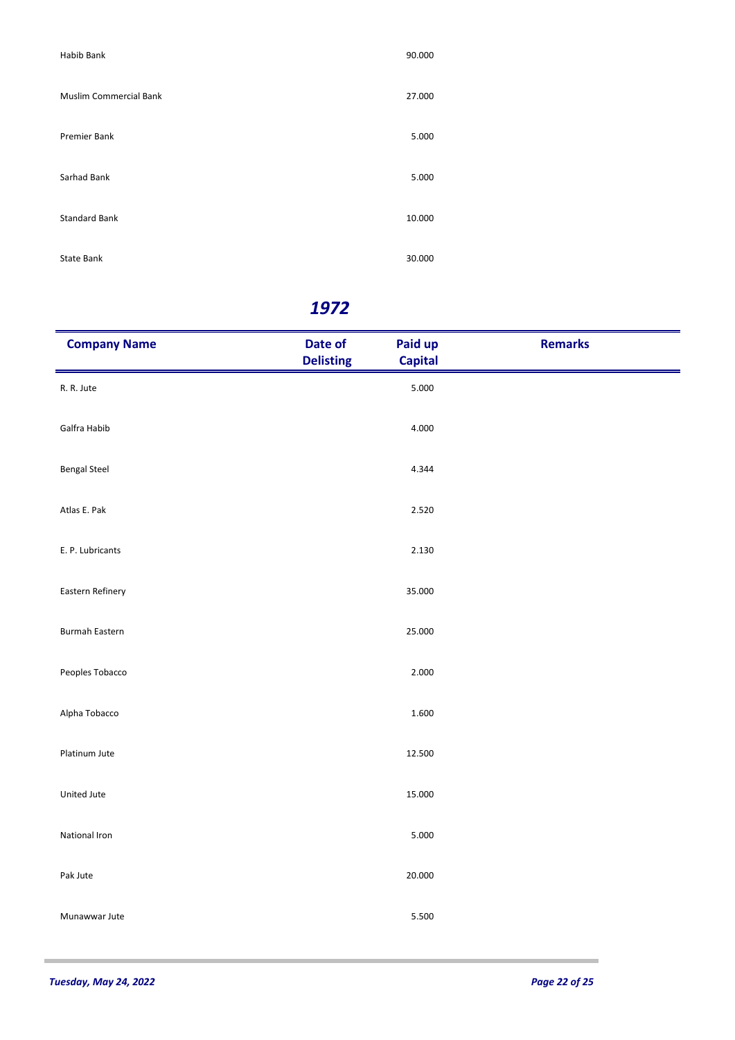| | | | |
|---|---|---|---|
| Habib Bank | | 90.000 | |
| Muslim Commercial Bank | | 27.000 | |
| Premier Bank | | 5.000 | |
| Sarhad Bank | | 5.000 | |
| Standard Bank | | 10.000 | |
| State Bank | | 30.000 | |

## *1972*

| Company Name | Date of Delisting | Paid up Capital | Remarks |
|---|---|---|---|
| R. R. Jute | | 5.000 | |
| Galfra Habib | | 4.000 | |
| Bengal Steel | | 4.344 | |
| Atlas E. Pak | | 2.520 | |
| E. P. Lubricants | | 2.130 | |
| Eastern Refinery | | 35.000 | |
| Burmah Eastern | | 25.000 | |
| Peoples Tobacco | | 2.000 | |
| Alpha Tobacco | | 1.600 | |
| Platinum Jute | | 12.500 | |
| United Jute | | 15.000 | |
| National Iron | | 5.000 | |
| Pak Jute | | 20.000 | |
| Munawwar Jute | | 5.500 | |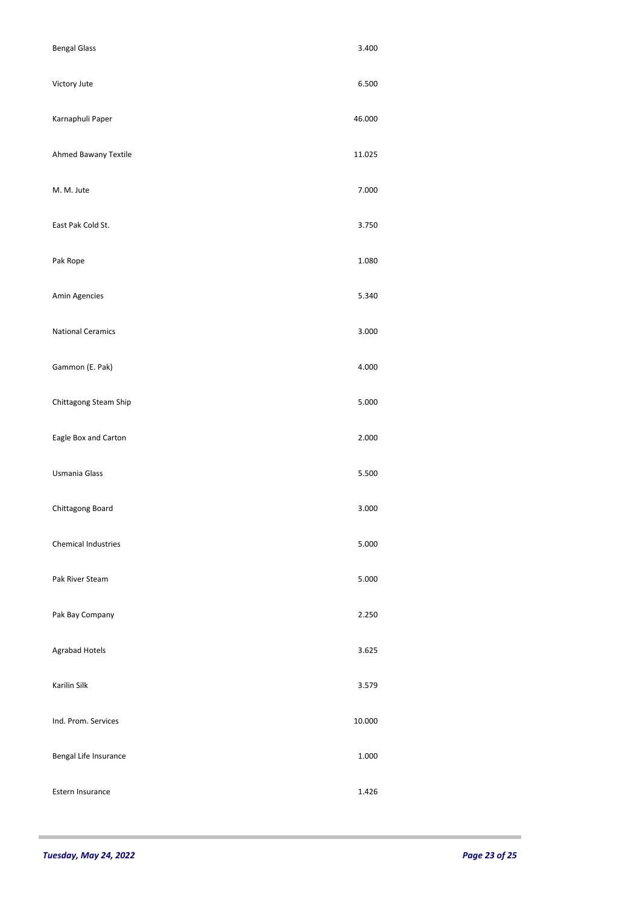| | |
|---|---|
| Bengal Glass | 3.400 |
| Victory Jute | 6.500 |
| Karnaphuli Paper | 46.000 |
| Ahmed Bawany Textile | 11.025 |
| M. M. Jute | 7.000 |
| East Pak Cold St. | 3.750 |
| Pak Rope | 1.080 |
| Amin Agencies | 5.340 |
| National Ceramics | 3.000 |
| Gammon (E. Pak) | 4.000 |
| Chittagong Steam Ship | 5.000 |
| Eagle Box and Carton | 2.000 |
| Usmania Glass | 5.500 |
| Chittagong Board | 3.000 |
| Chemical Industries | 5.000 |
| Pak River Steam | 5.000 |
| Pak Bay Company | 2.250 |
| Agrabad Hotels | 3.625 |
| Karilin Silk | 3.579 |
| Ind. Prom. Services | 10.000 |
| Bengal Life Insurance | 1.000 |
| Estern Insurance | 1.426 |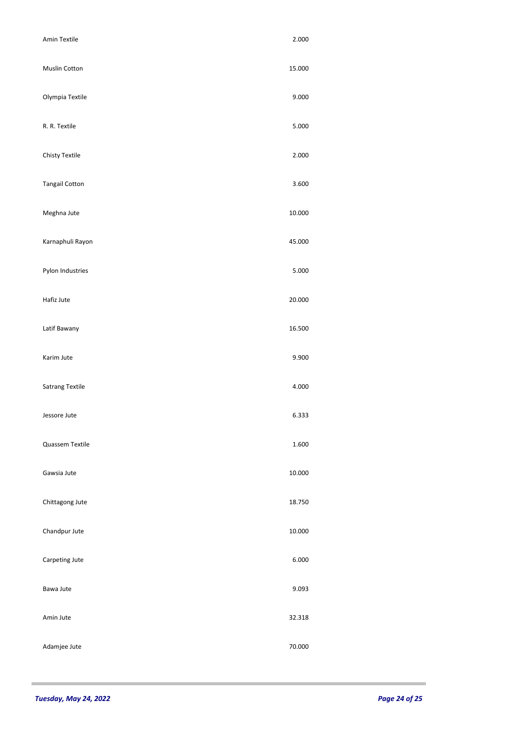| | |
|---|---|
| Amin Textile | 2.000 |
| Muslin Cotton | 15.000 |
| Olympia Textile | 9.000 |
| R. R. Textile | 5.000 |
| Chisty Textile | 2.000 |
| Tangail Cotton | 3.600 |
| Meghna Jute | 10.000 |
| Karnaphuli Rayon | 45.000 |
| Pylon Industries | 5.000 |
| Hafiz Jute | 20.000 |
| Latif Bawany | 16.500 |
| Karim Jute | 9.900 |
| Satrang Textile | 4.000 |
| Jessore Jute | 6.333 |
| Quassem Textile | 1.600 |
| Gawsia Jute | 10.000 |
| Chittagong Jute | 18.750 |
| Chandpur Jute | 10.000 |
| Carpeting Jute | 6.000 |
| Bawa Jute | 9.093 |
| Amin Jute | 32.318 |
| Adamjee Jute | 70.000 |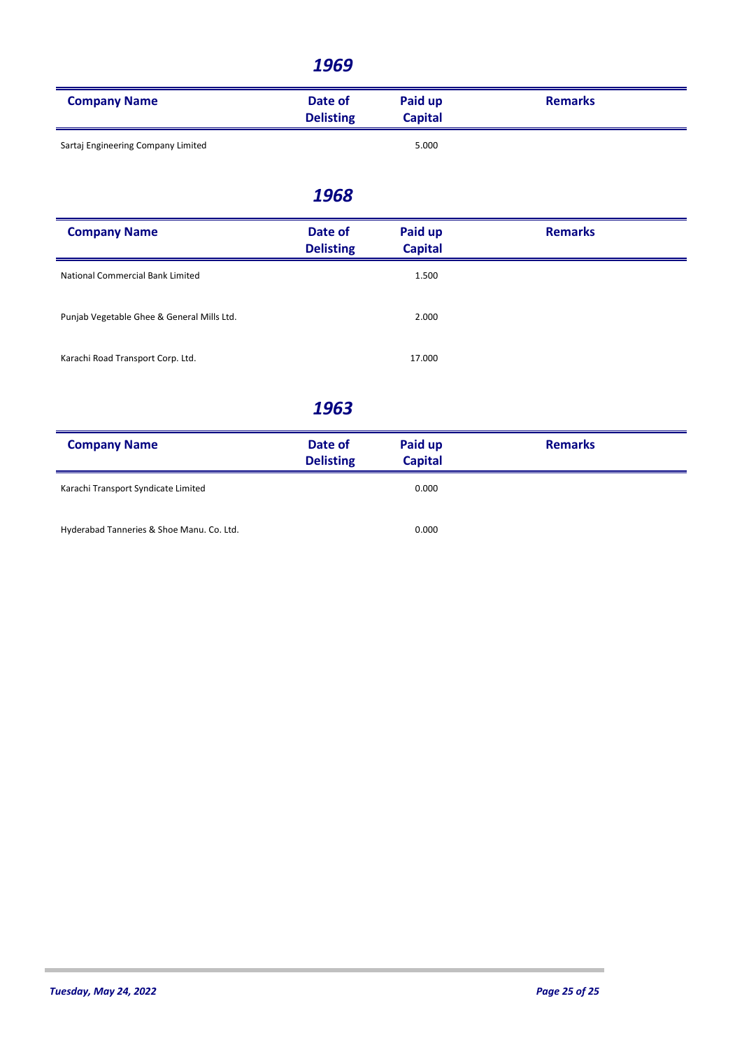## 1969

| Company Name | Date of Delisting | Paid up Capital | Remarks |
|---|---|---|---|
| Sartaj Engineering Company Limited | | 5.000 | |

## 1968

| Company Name | Date of Delisting | Paid up Capital | Remarks |
|---|---|---|---|
| National Commercial Bank Limited | | 1.500 | |
| Punjab Vegetable Ghee & General Mills Ltd. | | 2.000 | |
| Karachi Road Transport Corp. Ltd. | | 17.000 | |

## 1963

| Company Name | Date of Delisting | Paid up Capital | Remarks |
|---|---|---|---|
| Karachi Transport Syndicate Limited | | 0.000 | |
| Hyderabad Tanneries & Shoe Manu. Co. Ltd. | | 0.000 | |